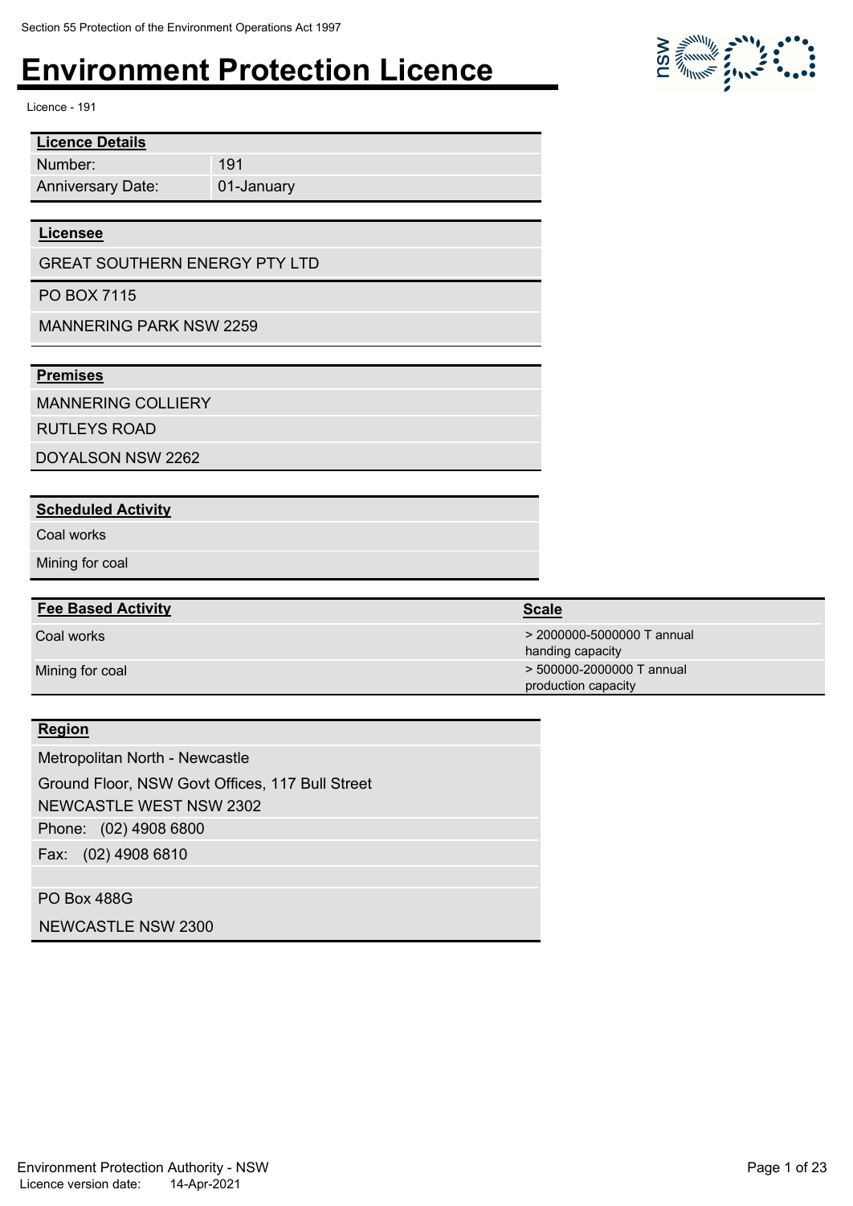Section 55 Protection of the Environment Operations Act 1997

# Environment Protection Licence

Licence - 191

| **Licence Details** | |
|---|---|
| Number: | 191 |
| Anniversary Date: | 01-January |

**Licensee**

GREAT SOUTHERN ENERGY PTY LTD

PO BOX 7115

MANNERING PARK NSW 2259

**Premises**

MANNERING COLLIERY

RUTLEYS ROAD

DOYALSON NSW 2262

**Scheduled Activity**

Coal works

Mining for coal

| **Fee Based Activity** | **Scale** |
|---|---|
| Coal works | > 2000000-5000000 T annual handing capacity |
| Mining for coal | > 500000-2000000 T annual production capacity |

**Region**

Metropolitan North - Newcastle

Ground Floor, NSW Govt Offices, 117 Bull Street

NEWCASTLE WEST NSW 2302

Phone: (02) 4908 6800

Fax: (02) 4908 6810

PO Box 488G

NEWCASTLE NSW 2300

Environment Protection Authority - NSW

Licence version date: 14-Apr-2021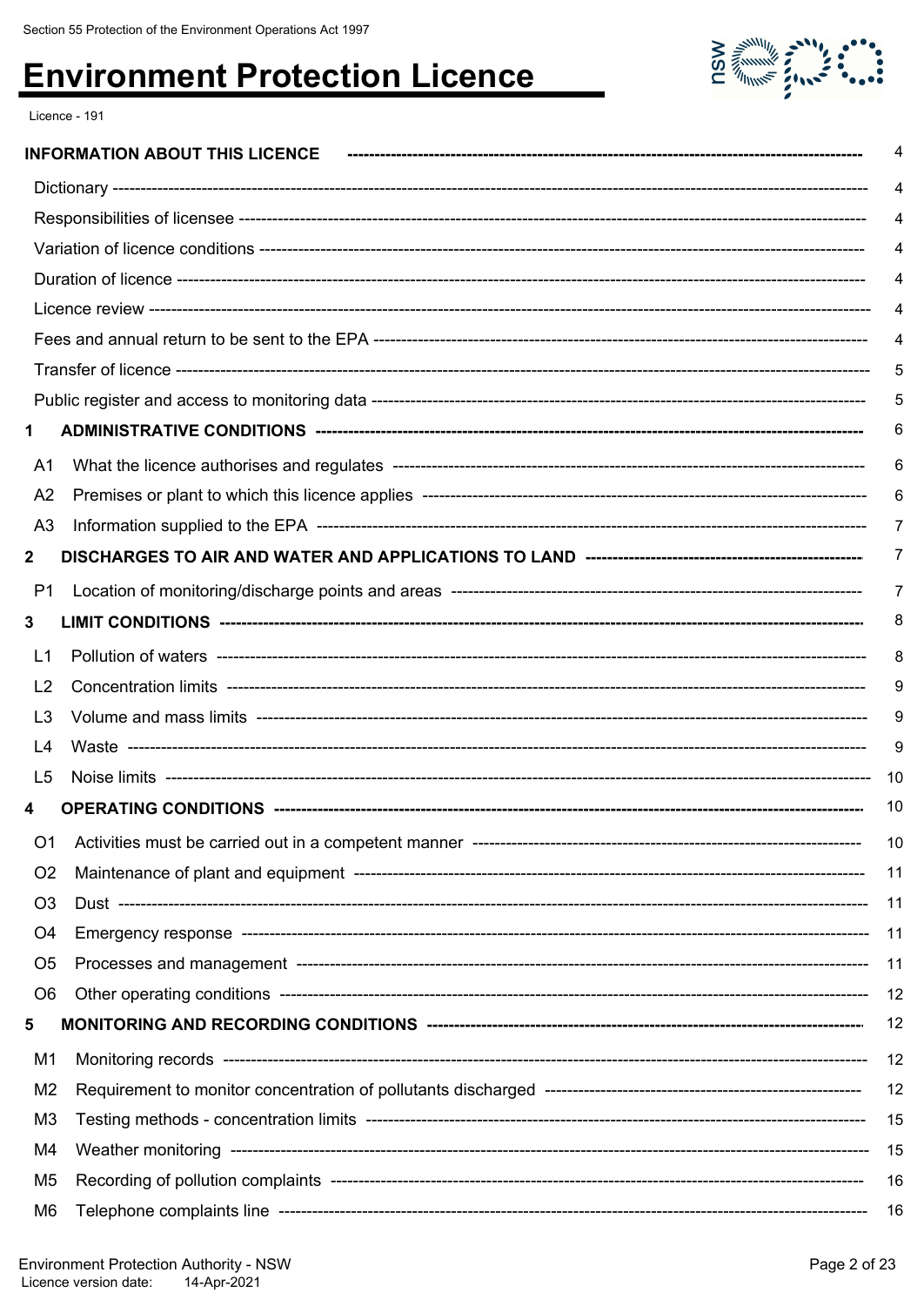Section 55 Protection of the Environment Operations Act 1997

# Environment Protection Licence

Licence - 191

| | |
|---|---|
| **INFORMATION ABOUT THIS LICENCE** | 4 |
| Dictionary | 4 |
| Responsibilities of licensee | 4 |
| Variation of licence conditions | 4 |
| Duration of licence | 4 |
| Licence review | 4 |
| Fees and annual return to be sent to the EPA | 4 |
| Transfer of licence | 5 |
| Public register and access to monitoring data | 5 |
| **1 ADMINISTRATIVE CONDITIONS** | 6 |
| A1 What the licence authorises and regulates | 6 |
| A2 Premises or plant to which this licence applies | 6 |
| A3 Information supplied to the EPA | 7 |
| **2 DISCHARGES TO AIR AND WATER AND APPLICATIONS TO LAND** | 7 |
| P1 Location of monitoring/discharge points and areas | 7 |
| **3 LIMIT CONDITIONS** | 8 |
| L1 Pollution of waters | 8 |
| L2 Concentration limits | 9 |
| L3 Volume and mass limits | 9 |
| L4 Waste | 9 |
| L5 Noise limits | 10 |
| **4 OPERATING CONDITIONS** | 10 |
| O1 Activities must be carried out in a competent manner | 10 |
| O2 Maintenance of plant and equipment | 11 |
| O3 Dust | 11 |
| O4 Emergency response | 11 |
| O5 Processes and management | 11 |
| O6 Other operating conditions | 12 |
| **5 MONITORING AND RECORDING CONDITIONS** | 12 |
| M1 Monitoring records | 12 |
| M2 Requirement to monitor concentration of pollutants discharged | 12 |
| M3 Testing methods - concentration limits | 15 |
| M4 Weather monitoring | 15 |
| M5 Recording of pollution complaints | 16 |
| M6 Telephone complaints line | 16 |

Environment Protection Authority - NSW
Licence version date: 14-Apr-2021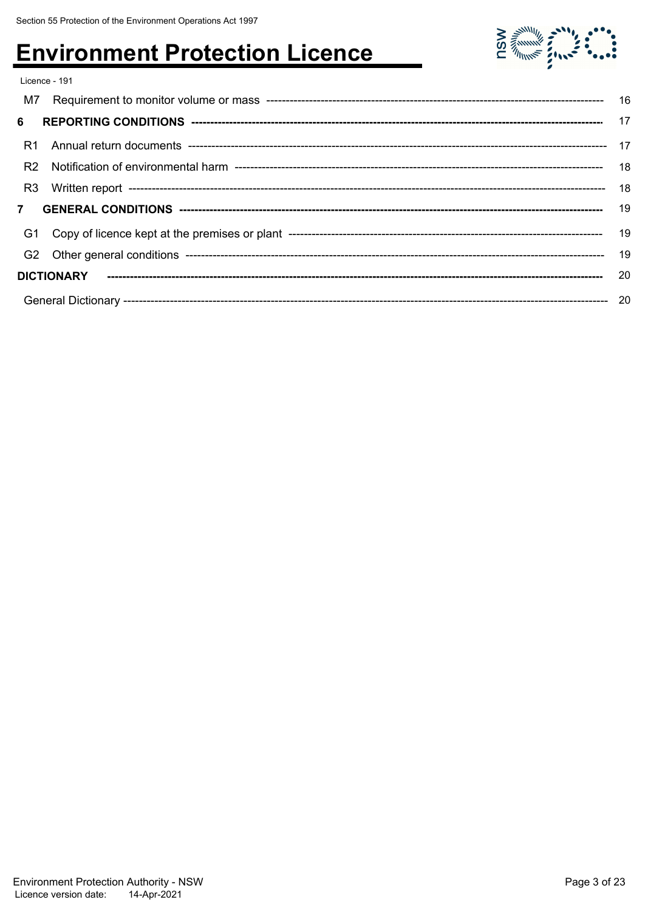Licence - 191

| | | |
|---|---|---|
| M7 | Requirement to monitor volume or mass | 16 |
| **6** | **REPORTING CONDITIONS** | 17 |
| R1 | Annual return documents | 17 |
| R2 | Notification of environmental harm | 18 |
| R3 | Written report | 18 |
| **7** | **GENERAL CONDITIONS** | 19 |
| G1 | Copy of licence kept at the premises or plant | 19 |
| G2 | Other general conditions | 19 |
| **DICTIONARY** | | 20 |
| General Dictionary | | 20 |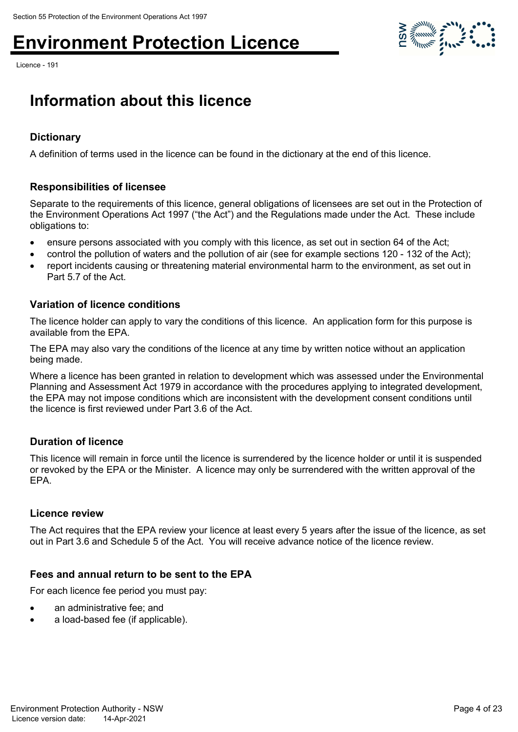# Information about this licence

## Dictionary

A definition of terms used in the licence can be found in the dictionary at the end of this licence.

## Responsibilities of licensee

Separate to the requirements of this licence, general obligations of licensees are set out in the Protection of the Environment Operations Act 1997 ("the Act") and the Regulations made under the Act. These include obligations to:

- ensure persons associated with you comply with this licence, as set out in section 64 of the Act;
- control the pollution of waters and the pollution of air (see for example sections 120 - 132 of the Act);
- report incidents causing or threatening material environmental harm to the environment, as set out in Part 5.7 of the Act.

## Variation of licence conditions

The licence holder can apply to vary the conditions of this licence. An application form for this purpose is available from the EPA.

The EPA may also vary the conditions of the licence at any time by written notice without an application being made.

Where a licence has been granted in relation to development which was assessed under the Environmental Planning and Assessment Act 1979 in accordance with the procedures applying to integrated development, the EPA may not impose conditions which are inconsistent with the development consent conditions until the licence is first reviewed under Part 3.6 of the Act.

## Duration of licence

This licence will remain in force until the licence is surrendered by the licence holder or until it is suspended or revoked by the EPA or the Minister. A licence may only be surrendered with the written approval of the EPA.

## Licence review

The Act requires that the EPA review your licence at least every 5 years after the issue of the licence, as set out in Part 3.6 and Schedule 5 of the Act. You will receive advance notice of the licence review.

## Fees and annual return to be sent to the EPA

For each licence fee period you must pay:

- an administrative fee; and
- a load-based fee (if applicable).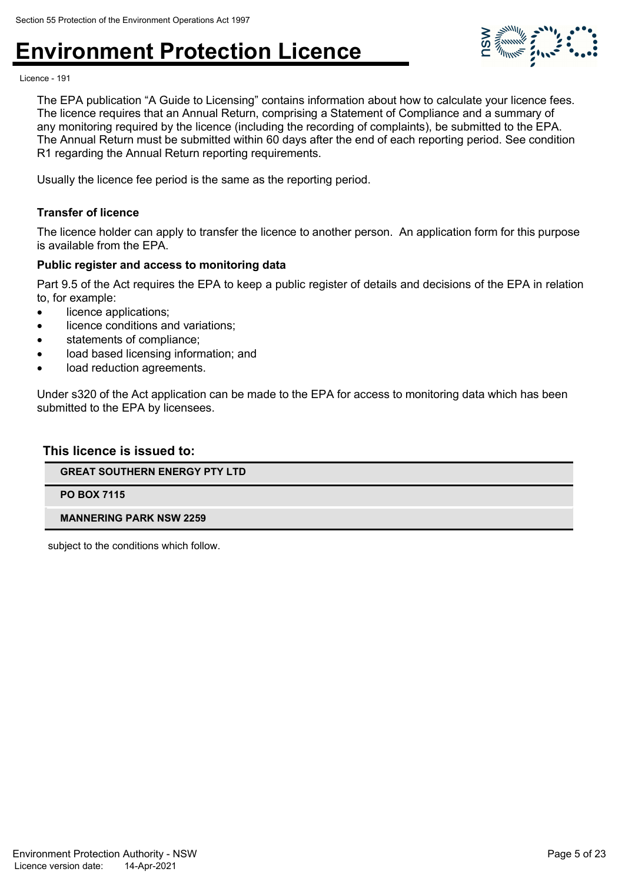The EPA publication "A Guide to Licensing" contains information about how to calculate your licence fees. The licence requires that an Annual Return, comprising a Statement of Compliance and a summary of any monitoring required by the licence (including the recording of complaints), be submitted to the EPA. The Annual Return must be submitted within 60 days after the end of each reporting period. See condition R1 regarding the Annual Return reporting requirements.

Usually the licence fee period is the same as the reporting period.

### Transfer of licence

The licence holder can apply to transfer the licence to another person. An application form for this purpose is available from the EPA.

### Public register and access to monitoring data

Part 9.5 of the Act requires the EPA to keep a public register of details and decisions of the EPA in relation to, for example:

- licence applications;
- licence conditions and variations;
- statements of compliance;
- load based licensing information; and
- load reduction agreements.

Under s320 of the Act application can be made to the EPA for access to monitoring data which has been submitted to the EPA by licensees.

### This licence is issued to:

| GREAT SOUTHERN ENERGY PTY LTD |
|---|
| **PO BOX 7115** |
| **MANNERING PARK NSW 2259** |

subject to the conditions which follow.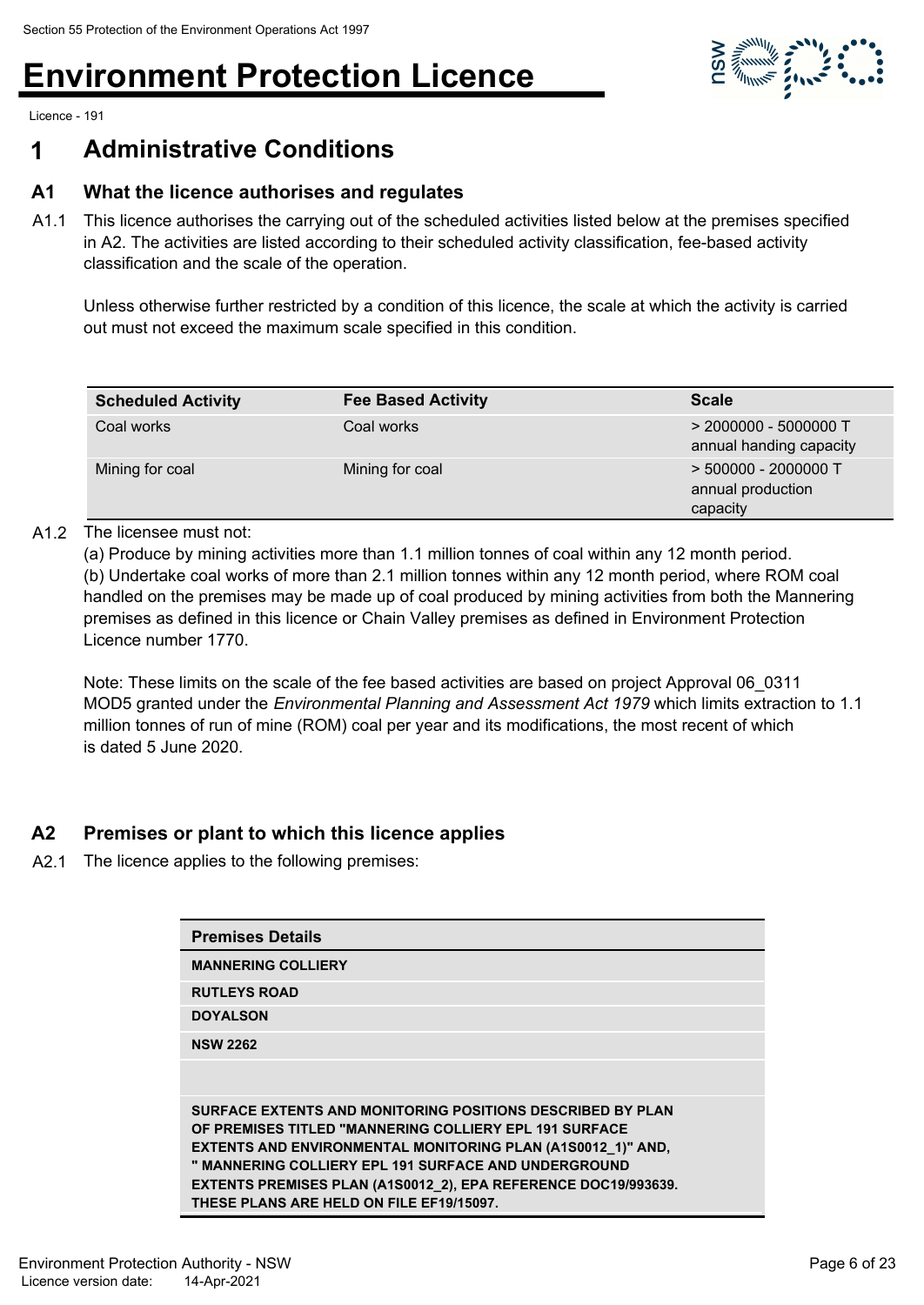# 1 Administrative Conditions

## A1 What the licence authorises and regulates

A1.1 This licence authorises the carrying out of the scheduled activities listed below at the premises specified in A2. The activities are listed according to their scheduled activity classification, fee-based activity classification and the scale of the operation.

Unless otherwise further restricted by a condition of this licence, the scale at which the activity is carried out must not exceed the maximum scale specified in this condition.

| Scheduled Activity | Fee Based Activity | Scale |
|---|---|---|
| Coal works | Coal works | > 2000000 - 5000000 T annual handing capacity |
| Mining for coal | Mining for coal | > 500000 - 2000000 T annual production capacity |

A1.2 The licensee must not:
(a) Produce by mining activities more than 1.1 million tonnes of coal within any 12 month period.
(b) Undertake coal works of more than 2.1 million tonnes within any 12 month period, where ROM coal handled on the premises may be made up of coal produced by mining activities from both the Mannering premises as defined in this licence or Chain Valley premises as defined in Environment Protection Licence number 1770.

Note: These limits on the scale of the fee based activities are based on project Approval 06_0311 MOD5 granted under the *Environmental Planning and Assessment Act 1979* which limits extraction to 1.1 million tonnes of run of mine (ROM) coal per year and its modifications, the most recent of which is dated 5 June 2020.

## A2 Premises or plant to which this licence applies

A2.1 The licence applies to the following premises:

| Premises Details |
|---|
| MANNERING COLLIERY |
| RUTLEYS ROAD |
| DOYALSON |
| NSW 2262 |
| |
| SURFACE EXTENTS AND MONITORING POSITIONS DESCRIBED BY PLAN OF PREMISES TITLED "MANNERING COLLIERY EPL 191 SURFACE EXTENTS AND ENVIRONMENTAL MONITORING PLAN (A1S0012_1)" AND, " MANNERING COLLIERY EPL 191 SURFACE AND UNDERGROUND EXTENTS PREMISES PLAN (A1S0012_2), EPA REFERENCE DOC19/993639. THESE PLANS ARE HELD ON FILE EF19/15097. |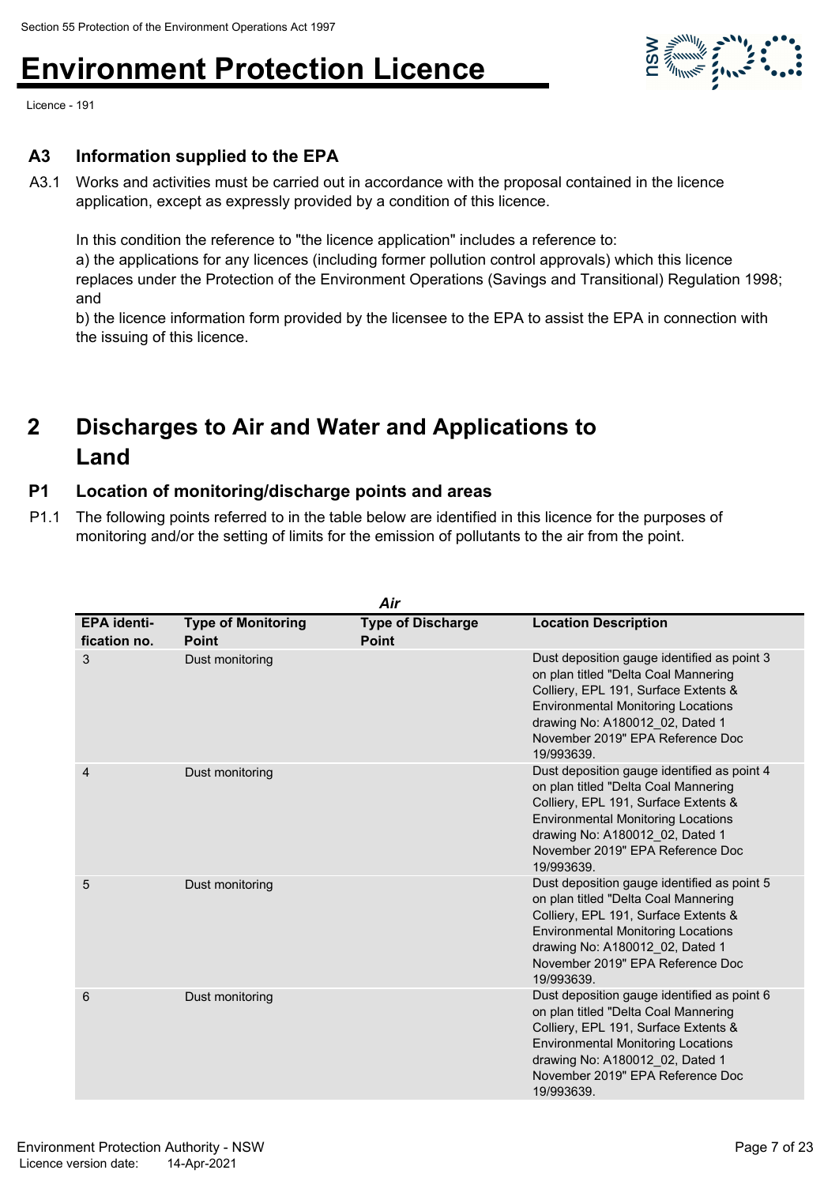### A3 Information supplied to the EPA

A3.1 Works and activities must be carried out in accordance with the proposal contained in the licence application, except as expressly provided by a condition of this licence.

In this condition the reference to "the licence application" includes a reference to:
a) the applications for any licences (including former pollution control approvals) which this licence replaces under the Protection of the Environment Operations (Savings and Transitional) Regulation 1998; and
b) the licence information form provided by the licensee to the EPA to assist the EPA in connection with the issuing of this licence.

## 2 Discharges to Air and Water and Applications to Land

### P1 Location of monitoring/discharge points and areas

P1.1 The following points referred to in the table below are identified in this licence for the purposes of monitoring and/or the setting of limits for the emission of pollutants to the air from the point.

***Air***

| EPA identi-fication no. | Type of Monitoring Point | Type of Discharge Point | Location Description |
|---|---|---|---|
| 3 | Dust monitoring | | Dust deposition gauge identified as point 3 on plan titled "Delta Coal Mannering Colliery, EPL 191, Surface Extents & Environmental Monitoring Locations drawing No: A180012_02, Dated 1 November 2019" EPA Reference Doc 19/993639. |
| 4 | Dust monitoring | | Dust deposition gauge identified as point 4 on plan titled "Delta Coal Mannering Colliery, EPL 191, Surface Extents & Environmental Monitoring Locations drawing No: A180012_02, Dated 1 November 2019" EPA Reference Doc 19/993639. |
| 5 | Dust monitoring | | Dust deposition gauge identified as point 5 on plan titled "Delta Coal Mannering Colliery, EPL 191, Surface Extents & Environmental Monitoring Locations drawing No: A180012_02, Dated 1 November 2019" EPA Reference Doc 19/993639. |
| 6 | Dust monitoring | | Dust deposition gauge identified as point 6 on plan titled "Delta Coal Mannering Colliery, EPL 191, Surface Extents & Environmental Monitoring Locations drawing No: A180012_02, Dated 1 November 2019" EPA Reference Doc 19/993639. |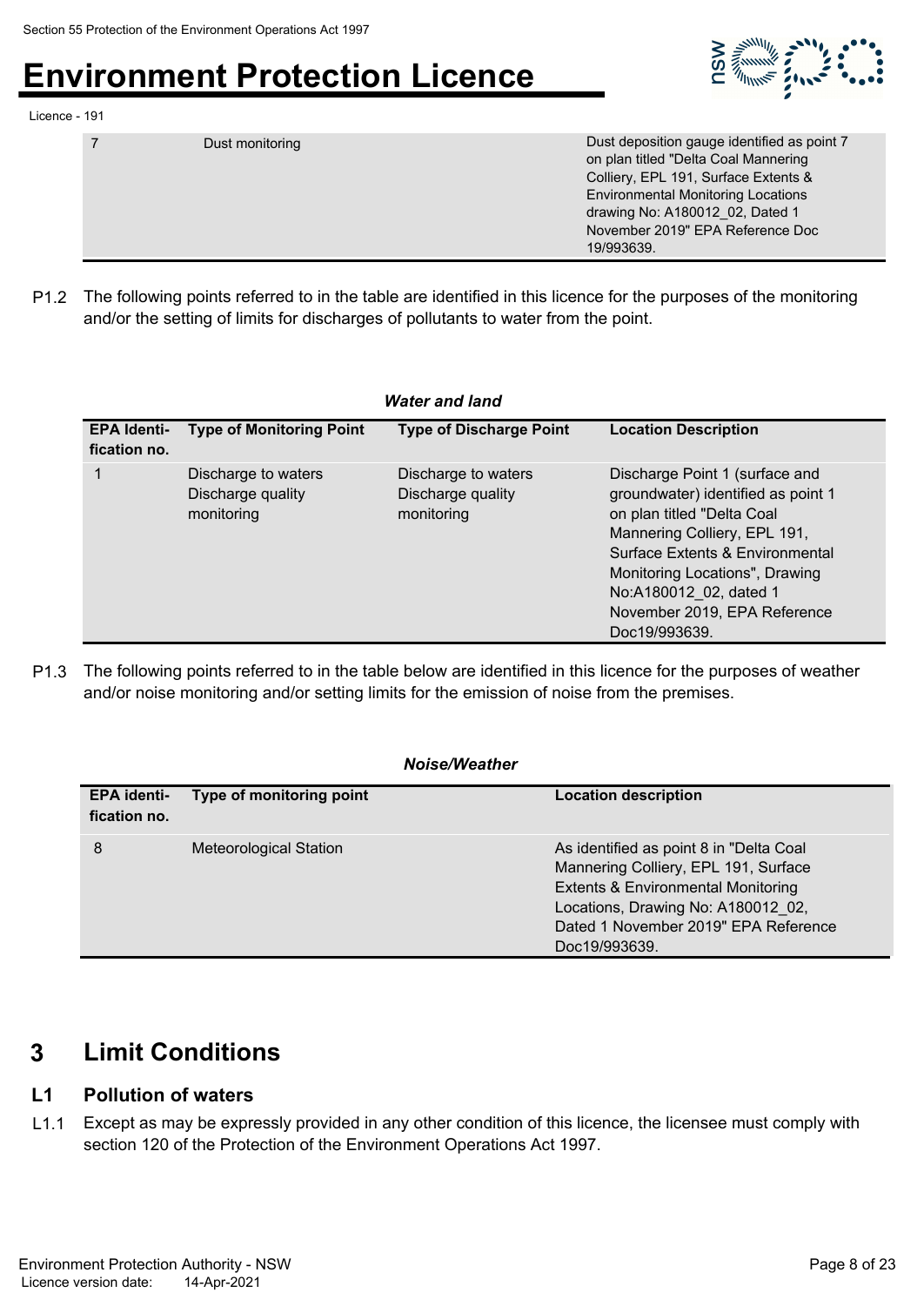| 7 | Dust monitoring | Dust deposition gauge identified as point 7 on plan titled "Delta Coal Mannering Colliery, EPL 191, Surface Extents & Environmental Monitoring Locations drawing No: A180012_02, Dated 1 November 2019" EPA Reference Doc 19/993639. |
|---|---|---|

P1.2 The following points referred to in the table are identified in this licence for the purposes of the monitoring and/or the setting of limits for discharges of pollutants to water from the point.

***Water and land***

| EPA Identi-fication no. | Type of Monitoring Point | Type of Discharge Point | Location Description |
|---|---|---|---|
| 1 | Discharge to waters Discharge quality monitoring | Discharge to waters Discharge quality monitoring | Discharge Point 1 (surface and groundwater) identified as point 1 on plan titled "Delta Coal Mannering Colliery, EPL 191, Surface Extents & Environmental Monitoring Locations", Drawing No:A180012_02, dated 1 November 2019, EPA Reference Doc19/993639. |

P1.3 The following points referred to in the table below are identified in this licence for the purposes of weather and/or noise monitoring and/or setting limits for the emission of noise from the premises.

***Noise/Weather***

| EPA identi-fication no. | Type of monitoring point | Location description |
|---|---|---|
| 8 | Meteorological Station | As identified as point 8 in "Delta Coal Mannering Colliery, EPL 191, Surface Extents & Environmental Monitoring Locations, Drawing No: A180012_02, Dated 1 November 2019" EPA Reference Doc19/993639. |

## 3 Limit Conditions

### L1 Pollution of waters

L1.1 Except as may be expressly provided in any other condition of this licence, the licensee must comply with section 120 of the Protection of the Environment Operations Act 1997.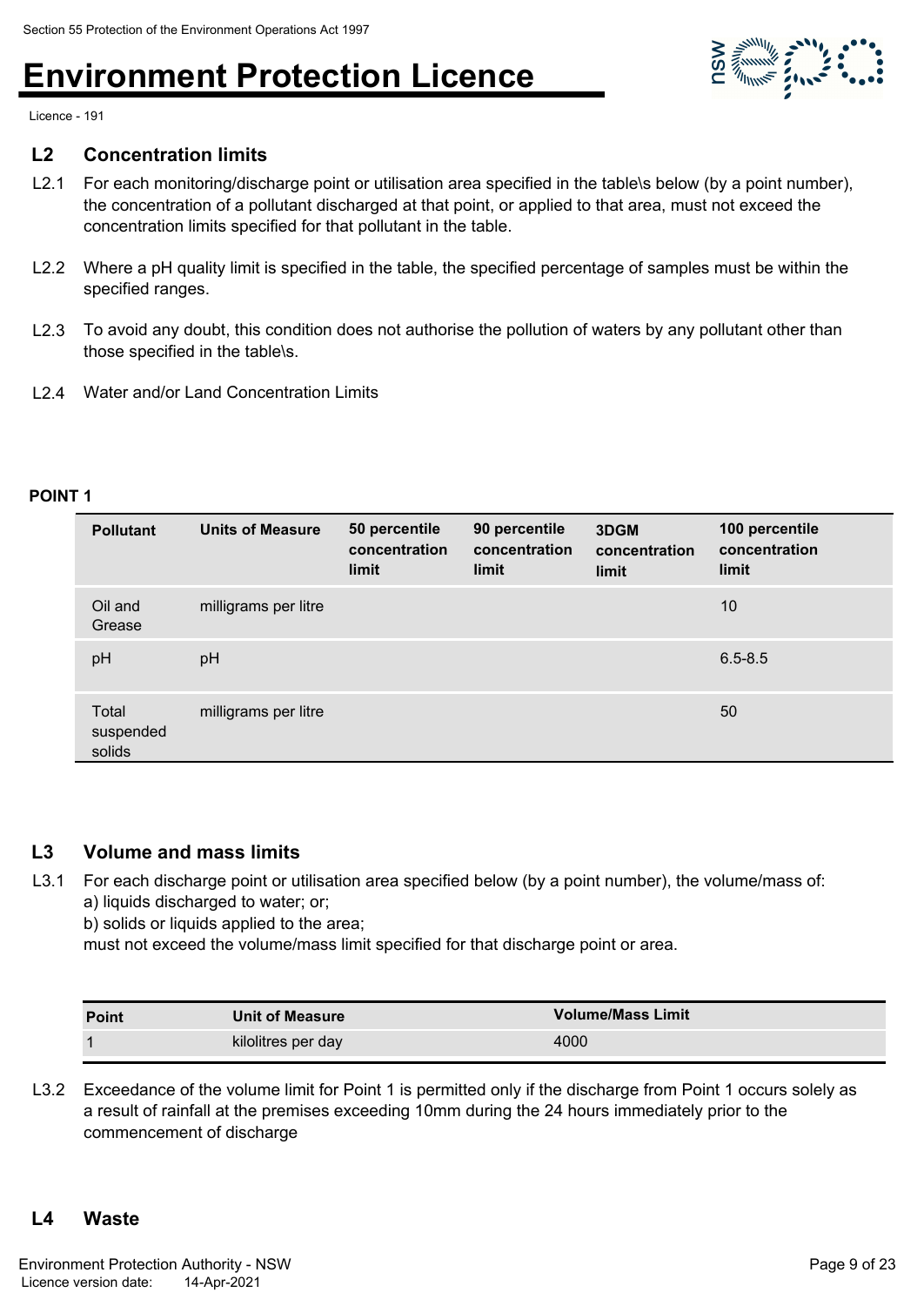## L2 Concentration limits

L2.1 For each monitoring/discharge point or utilisation area specified in the table\s below (by a point number), the concentration of a pollutant discharged at that point, or applied to that area, must not exceed the concentration limits specified for that pollutant in the table.

L2.2 Where a pH quality limit is specified in the table, the specified percentage of samples must be within the specified ranges.

L2.3 To avoid any doubt, this condition does not authorise the pollution of waters by any pollutant other than those specified in the table\s.

L2.4 Water and/or Land Concentration Limits

**POINT 1**

| Pollutant | Units of Measure | 50 percentile concentration limit | 90 percentile concentration limit | 3DGM concentration limit | 100 percentile concentration limit |
|---|---|---|---|---|---|
| Oil and Grease | milligrams per litre | | | | 10 |
| pH | pH | | | | 6.5-8.5 |
| Total suspended solids | milligrams per litre | | | | 50 |

## L3 Volume and mass limits

L3.1 For each discharge point or utilisation area specified below (by a point number), the volume/mass of:
a) liquids discharged to water; or;
b) solids or liquids applied to the area;
must not exceed the volume/mass limit specified for that discharge point or area.

| Point | Unit of Measure | Volume/Mass Limit |
|---|---|---|
| 1 | kilolitres per day | 4000 |

L3.2 Exceedance of the volume limit for Point 1 is permitted only if the discharge from Point 1 occurs solely as a result of rainfall at the premises exceeding 10mm during the 24 hours immediately prior to the commencement of discharge

## L4 Waste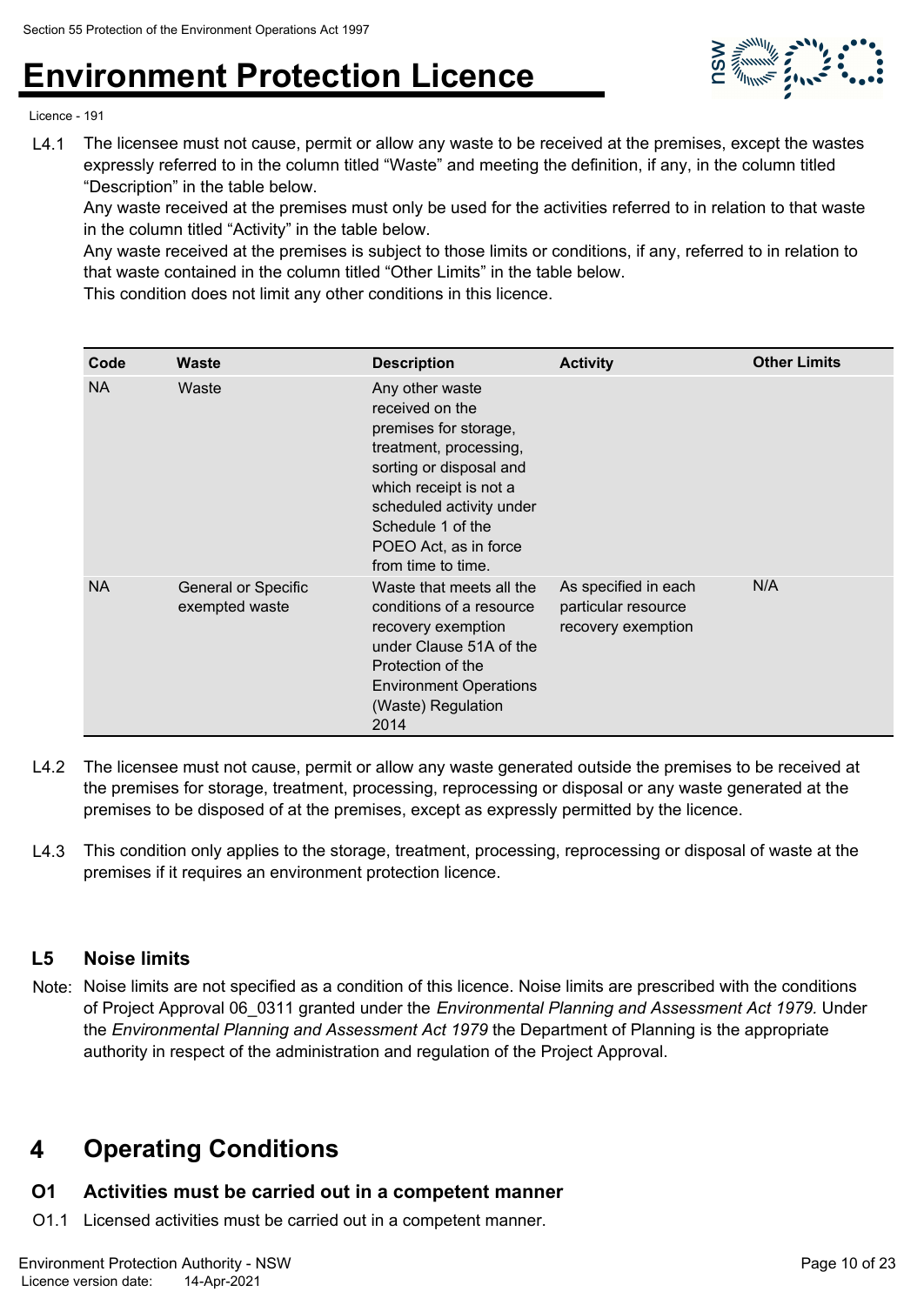L4.1 The licensee must not cause, permit or allow any waste to be received at the premises, except the wastes expressly referred to in the column titled "Waste" and meeting the definition, if any, in the column titled "Description" in the table below.

Any waste received at the premises must only be used for the activities referred to in relation to that waste in the column titled "Activity" in the table below.

Any waste received at the premises is subject to those limits or conditions, if any, referred to in relation to that waste contained in the column titled "Other Limits" in the table below.

This condition does not limit any other conditions in this licence.

| Code | Waste | Description | Activity | Other Limits |
|---|---|---|---|---|
| NA | Waste | Any other waste received on the premises for storage, treatment, processing, sorting or disposal and which receipt is not a scheduled activity under Schedule 1 of the POEO Act, as in force from time to time. | | |
| NA | General or Specific exempted waste | Waste that meets all the conditions of a resource recovery exemption under Clause 51A of the Protection of the Environment Operations (Waste) Regulation 2014 | As specified in each particular resource recovery exemption | N/A |

L4.2 The licensee must not cause, permit or allow any waste generated outside the premises to be received at the premises for storage, treatment, processing, reprocessing or disposal or any waste generated at the premises to be disposed of at the premises, except as expressly permitted by the licence.

L4.3 This condition only applies to the storage, treatment, processing, reprocessing or disposal of waste at the premises if it requires an environment protection licence.

### L5 Noise limits

Note: Noise limits are not specified as a condition of this licence. Noise limits are prescribed with the conditions of Project Approval 06_0311 granted under the *Environmental Planning and Assessment Act 1979*. Under the *Environmental Planning and Assessment Act 1979* the Department of Planning is the appropriate authority in respect of the administration and regulation of the Project Approval.

## 4 Operating Conditions

### O1 Activities must be carried out in a competent manner

O1.1 Licensed activities must be carried out in a competent manner.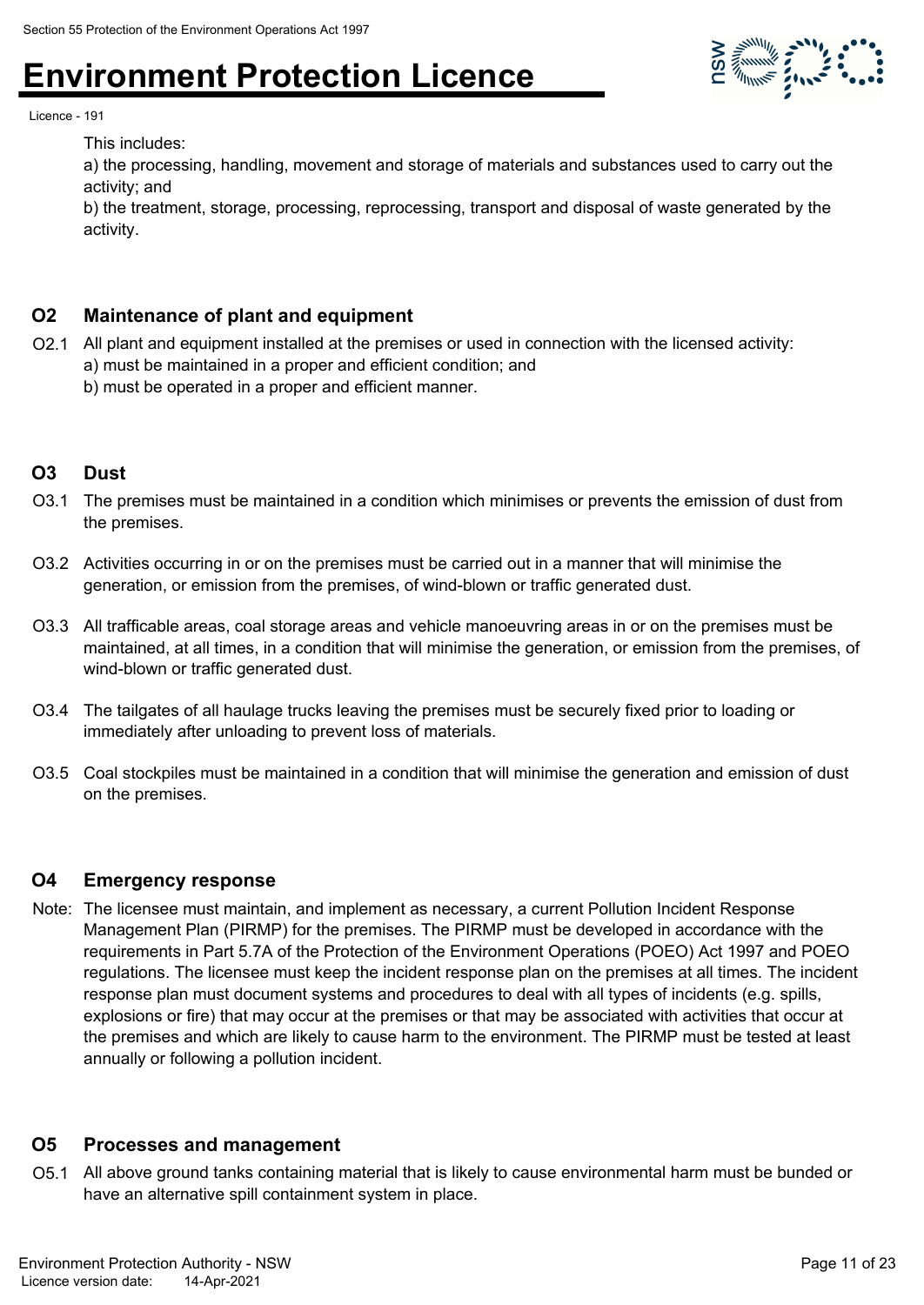This includes:

a) the processing, handling, movement and storage of materials and substances used to carry out the activity; and

b) the treatment, storage, processing, reprocessing, transport and disposal of waste generated by the activity.

## O2 Maintenance of plant and equipment

O2.1 All plant and equipment installed at the premises or used in connection with the licensed activity:

a) must be maintained in a proper and efficient condition; and

b) must be operated in a proper and efficient manner.

## O3 Dust

O3.1 The premises must be maintained in a condition which minimises or prevents the emission of dust from the premises.

O3.2 Activities occurring in or on the premises must be carried out in a manner that will minimise the generation, or emission from the premises, of wind-blown or traffic generated dust.

O3.3 All trafficable areas, coal storage areas and vehicle manoeuvring areas in or on the premises must be maintained, at all times, in a condition that will minimise the generation, or emission from the premises, of wind-blown or traffic generated dust.

O3.4 The tailgates of all haulage trucks leaving the premises must be securely fixed prior to loading or immediately after unloading to prevent loss of materials.

O3.5 Coal stockpiles must be maintained in a condition that will minimise the generation and emission of dust on the premises.

## O4 Emergency response

Note: The licensee must maintain, and implement as necessary, a current Pollution Incident Response Management Plan (PIRMP) for the premises. The PIRMP must be developed in accordance with the requirements in Part 5.7A of the Protection of the Environment Operations (POEO) Act 1997 and POEO regulations. The licensee must keep the incident response plan on the premises at all times. The incident response plan must document systems and procedures to deal with all types of incidents (e.g. spills, explosions or fire) that may occur at the premises or that may be associated with activities that occur at the premises and which are likely to cause harm to the environment. The PIRMP must be tested at least annually or following a pollution incident.

## O5 Processes and management

O5.1 All above ground tanks containing material that is likely to cause environmental harm must be bunded or have an alternative spill containment system in place.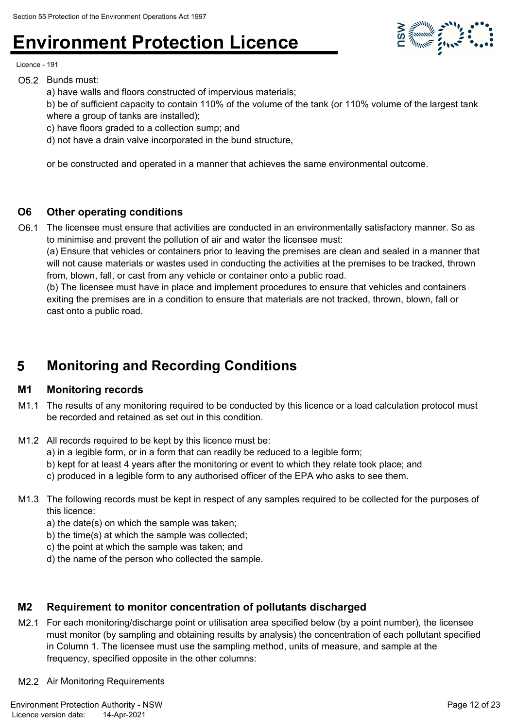O5.2 Bunds must:

a) have walls and floors constructed of impervious materials;

b) be of sufficient capacity to contain 110% of the volume of the tank (or 110% volume of the largest tank where a group of tanks are installed);

c) have floors graded to a collection sump; and

d) not have a drain valve incorporated in the bund structure,

or be constructed and operated in a manner that achieves the same environmental outcome.

### O6 Other operating conditions

O6.1 The licensee must ensure that activities are conducted in an environmentally satisfactory manner. So as to minimise and prevent the pollution of air and water the licensee must:

(a) Ensure that vehicles or containers prior to leaving the premises are clean and sealed in a manner that will not cause materials or wastes used in conducting the activities at the premises to be tracked, thrown from, blown, fall, or cast from any vehicle or container onto a public road.

(b) The licensee must have in place and implement procedures to ensure that vehicles and containers exiting the premises are in a condition to ensure that materials are not tracked, thrown, blown, fall or cast onto a public road.

## 5 Monitoring and Recording Conditions

### M1 Monitoring records

M1.1 The results of any monitoring required to be conducted by this licence or a load calculation protocol must be recorded and retained as set out in this condition.

M1.2 All records required to be kept by this licence must be:

a) in a legible form, or in a form that can readily be reduced to a legible form;

b) kept for at least 4 years after the monitoring or event to which they relate took place; and

c) produced in a legible form to any authorised officer of the EPA who asks to see them.

M1.3 The following records must be kept in respect of any samples required to be collected for the purposes of this licence:

a) the date(s) on which the sample was taken;

b) the time(s) at which the sample was collected;

c) the point at which the sample was taken; and

d) the name of the person who collected the sample.

### M2 Requirement to monitor concentration of pollutants discharged

M2.1 For each monitoring/discharge point or utilisation area specified below (by a point number), the licensee must monitor (by sampling and obtaining results by analysis) the concentration of each pollutant specified in Column 1. The licensee must use the sampling method, units of measure, and sample at the frequency, specified opposite in the other columns:

M2.2 Air Monitoring Requirements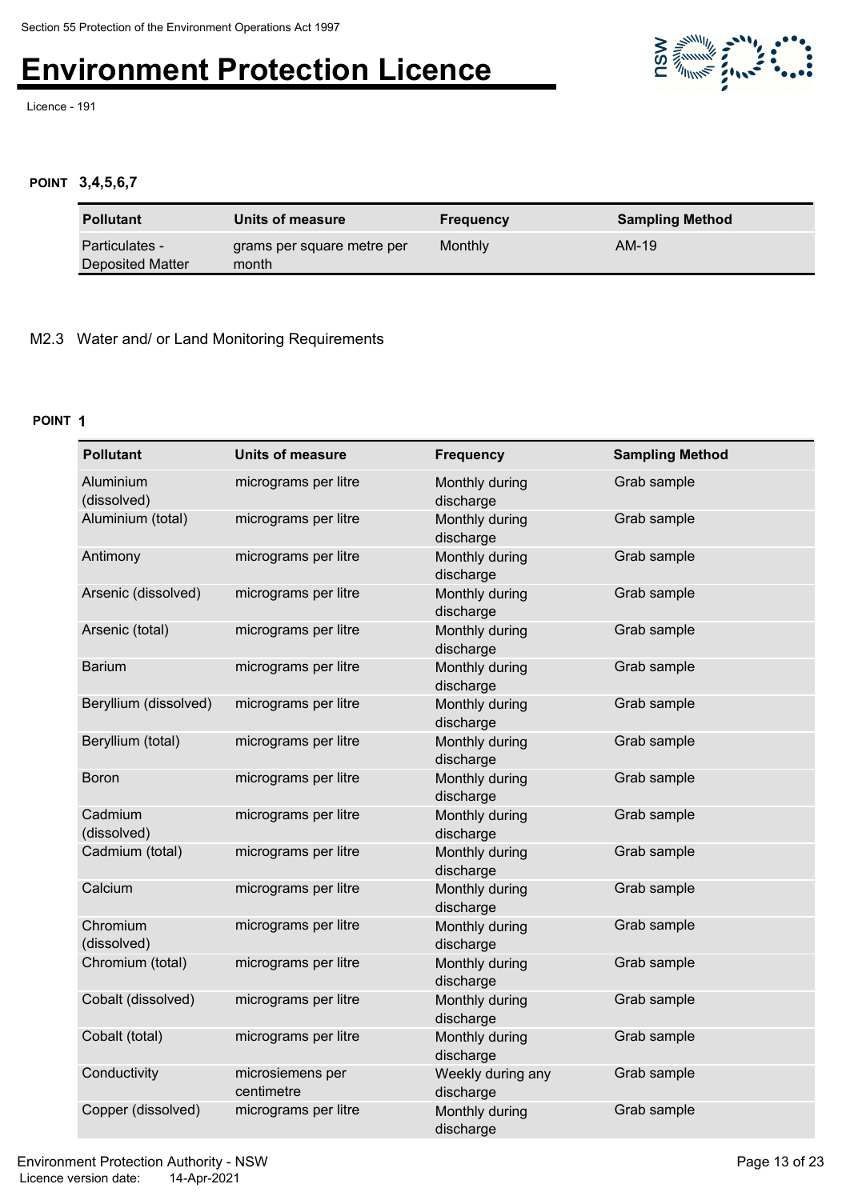**POINT 3,4,5,6,7**

| Pollutant | Units of measure | Frequency | Sampling Method |
|---|---|---|---|
| Particulates - Deposited Matter | grams per square metre per month | Monthly | AM-19 |

M2.3 Water and/ or Land Monitoring Requirements

**POINT 1**

| Pollutant | Units of measure | Frequency | Sampling Method |
|---|---|---|---|
| Aluminium (dissolved) | micrograms per litre | Monthly during discharge | Grab sample |
| Aluminium (total) | micrograms per litre | Monthly during discharge | Grab sample |
| Antimony | micrograms per litre | Monthly during discharge | Grab sample |
| Arsenic (dissolved) | micrograms per litre | Monthly during discharge | Grab sample |
| Arsenic (total) | micrograms per litre | Monthly during discharge | Grab sample |
| Barium | micrograms per litre | Monthly during discharge | Grab sample |
| Beryllium (dissolved) | micrograms per litre | Monthly during discharge | Grab sample |
| Beryllium (total) | micrograms per litre | Monthly during discharge | Grab sample |
| Boron | micrograms per litre | Monthly during discharge | Grab sample |
| Cadmium (dissolved) | micrograms per litre | Monthly during discharge | Grab sample |
| Cadmium (total) | micrograms per litre | Monthly during discharge | Grab sample |
| Calcium | micrograms per litre | Monthly during discharge | Grab sample |
| Chromium (dissolved) | micrograms per litre | Monthly during discharge | Grab sample |
| Chromium (total) | micrograms per litre | Monthly during discharge | Grab sample |
| Cobalt (dissolved) | micrograms per litre | Monthly during discharge | Grab sample |
| Cobalt (total) | micrograms per litre | Monthly during discharge | Grab sample |
| Conductivity | microsiemens per centimetre | Weekly during any discharge | Grab sample |
| Copper (dissolved) | micrograms per litre | Monthly during discharge | Grab sample |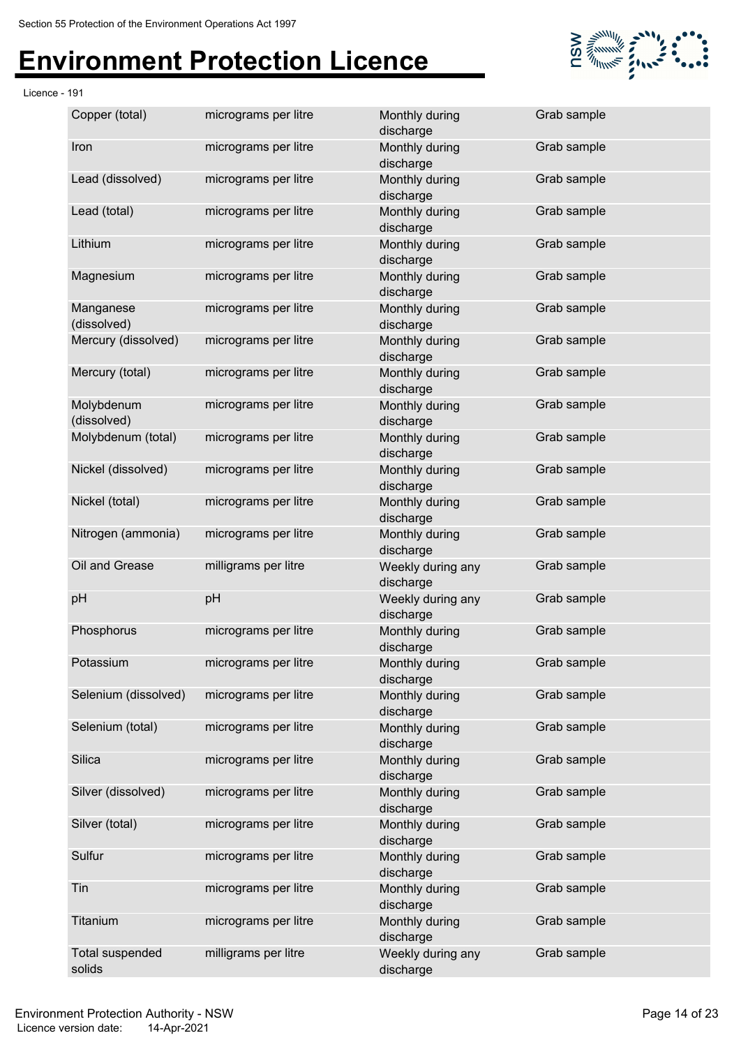| Copper (total) | micrograms per litre | Monthly during discharge | Grab sample |
|---|---|---|---|
| Iron | micrograms per litre | Monthly during discharge | Grab sample |
| Lead (dissolved) | micrograms per litre | Monthly during discharge | Grab sample |
| Lead (total) | micrograms per litre | Monthly during discharge | Grab sample |
| Lithium | micrograms per litre | Monthly during discharge | Grab sample |
| Magnesium | micrograms per litre | Monthly during discharge | Grab sample |
| Manganese (dissolved) | micrograms per litre | Monthly during discharge | Grab sample |
| Mercury (dissolved) | micrograms per litre | Monthly during discharge | Grab sample |
| Mercury (total) | micrograms per litre | Monthly during discharge | Grab sample |
| Molybdenum (dissolved) | micrograms per litre | Monthly during discharge | Grab sample |
| Molybdenum (total) | micrograms per litre | Monthly during discharge | Grab sample |
| Nickel (dissolved) | micrograms per litre | Monthly during discharge | Grab sample |
| Nickel (total) | micrograms per litre | Monthly during discharge | Grab sample |
| Nitrogen (ammonia) | micrograms per litre | Monthly during discharge | Grab sample |
| Oil and Grease | milligrams per litre | Weekly during any discharge | Grab sample |
| pH | pH | Weekly during any discharge | Grab sample |
| Phosphorus | micrograms per litre | Monthly during discharge | Grab sample |
| Potassium | micrograms per litre | Monthly during discharge | Grab sample |
| Selenium (dissolved) | micrograms per litre | Monthly during discharge | Grab sample |
| Selenium (total) | micrograms per litre | Monthly during discharge | Grab sample |
| Silica | micrograms per litre | Monthly during discharge | Grab sample |
| Silver (dissolved) | micrograms per litre | Monthly during discharge | Grab sample |
| Silver (total) | micrograms per litre | Monthly during discharge | Grab sample |
| Sulfur | micrograms per litre | Monthly during discharge | Grab sample |
| Tin | micrograms per litre | Monthly during discharge | Grab sample |
| Titanium | micrograms per litre | Monthly during discharge | Grab sample |
| Total suspended solids | milligrams per litre | Weekly during any discharge | Grab sample |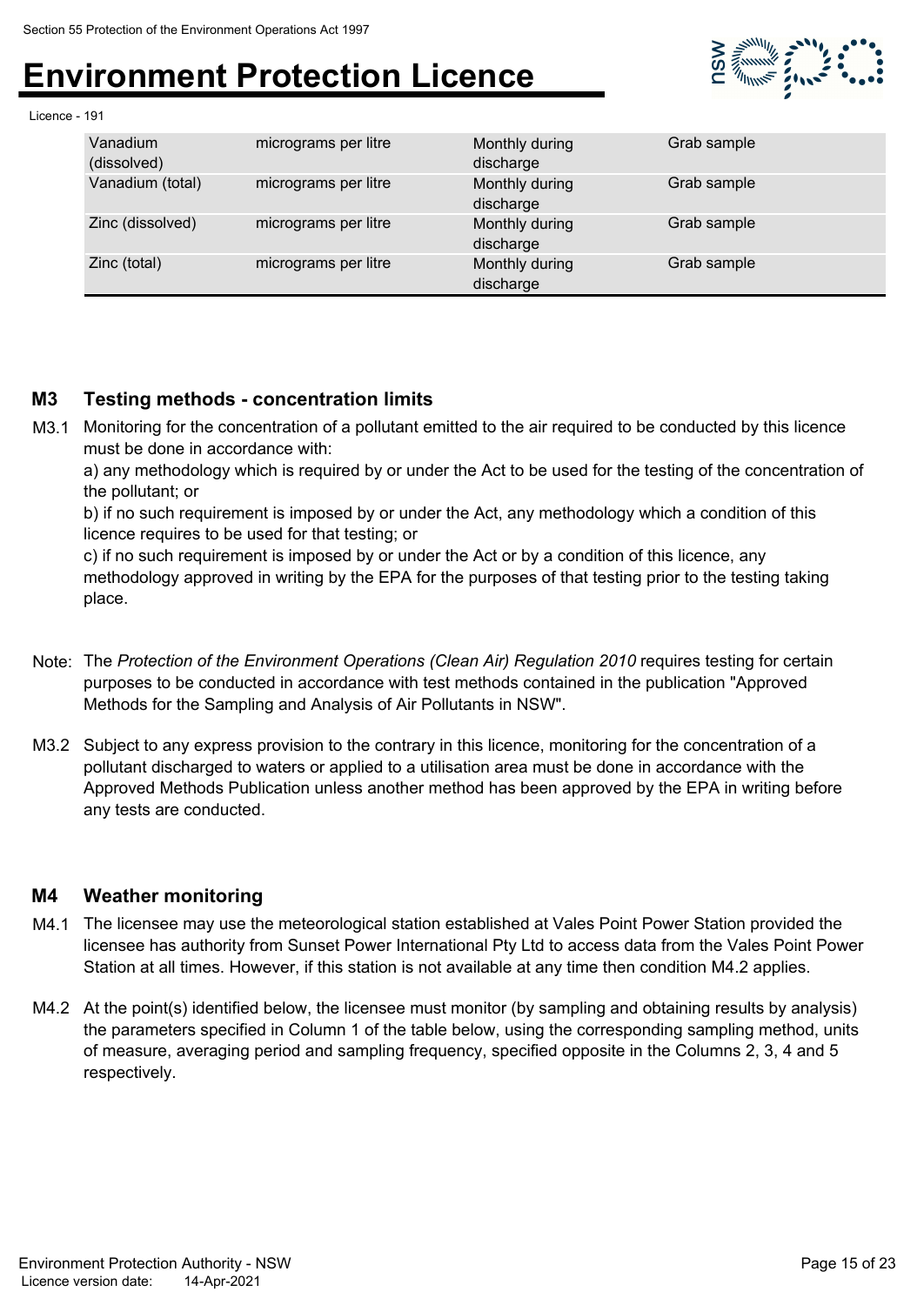| | | | |
|---|---|---|---|
| Vanadium (dissolved) | micrograms per litre | Monthly during discharge | Grab sample |
| Vanadium (total) | micrograms per litre | Monthly during discharge | Grab sample |
| Zinc (dissolved) | micrograms per litre | Monthly during discharge | Grab sample |
| Zinc (total) | micrograms per litre | Monthly during discharge | Grab sample |

## M3 Testing methods - concentration limits

M3.1 Monitoring for the concentration of a pollutant emitted to the air required to be conducted by this licence must be done in accordance with:

a) any methodology which is required by or under the Act to be used for the testing of the concentration of the pollutant; or

b) if no such requirement is imposed by or under the Act, any methodology which a condition of this licence requires to be used for that testing; or

c) if no such requirement is imposed by or under the Act or by a condition of this licence, any methodology approved in writing by the EPA for the purposes of that testing prior to the testing taking place.

Note: The *Protection of the Environment Operations (Clean Air) Regulation 2010* requires testing for certain purposes to be conducted in accordance with test methods contained in the publication "Approved Methods for the Sampling and Analysis of Air Pollutants in NSW".

M3.2 Subject to any express provision to the contrary in this licence, monitoring for the concentration of a pollutant discharged to waters or applied to a utilisation area must be done in accordance with the Approved Methods Publication unless another method has been approved by the EPA in writing before any tests are conducted.

## M4 Weather monitoring

M4.1 The licensee may use the meteorological station established at Vales Point Power Station provided the licensee has authority from Sunset Power International Pty Ltd to access data from the Vales Point Power Station at all times. However, if this station is not available at any time then condition M4.2 applies.

M4.2 At the point(s) identified below, the licensee must monitor (by sampling and obtaining results by analysis) the parameters specified in Column 1 of the table below, using the corresponding sampling method, units of measure, averaging period and sampling frequency, specified opposite in the Columns 2, 3, 4 and 5 respectively.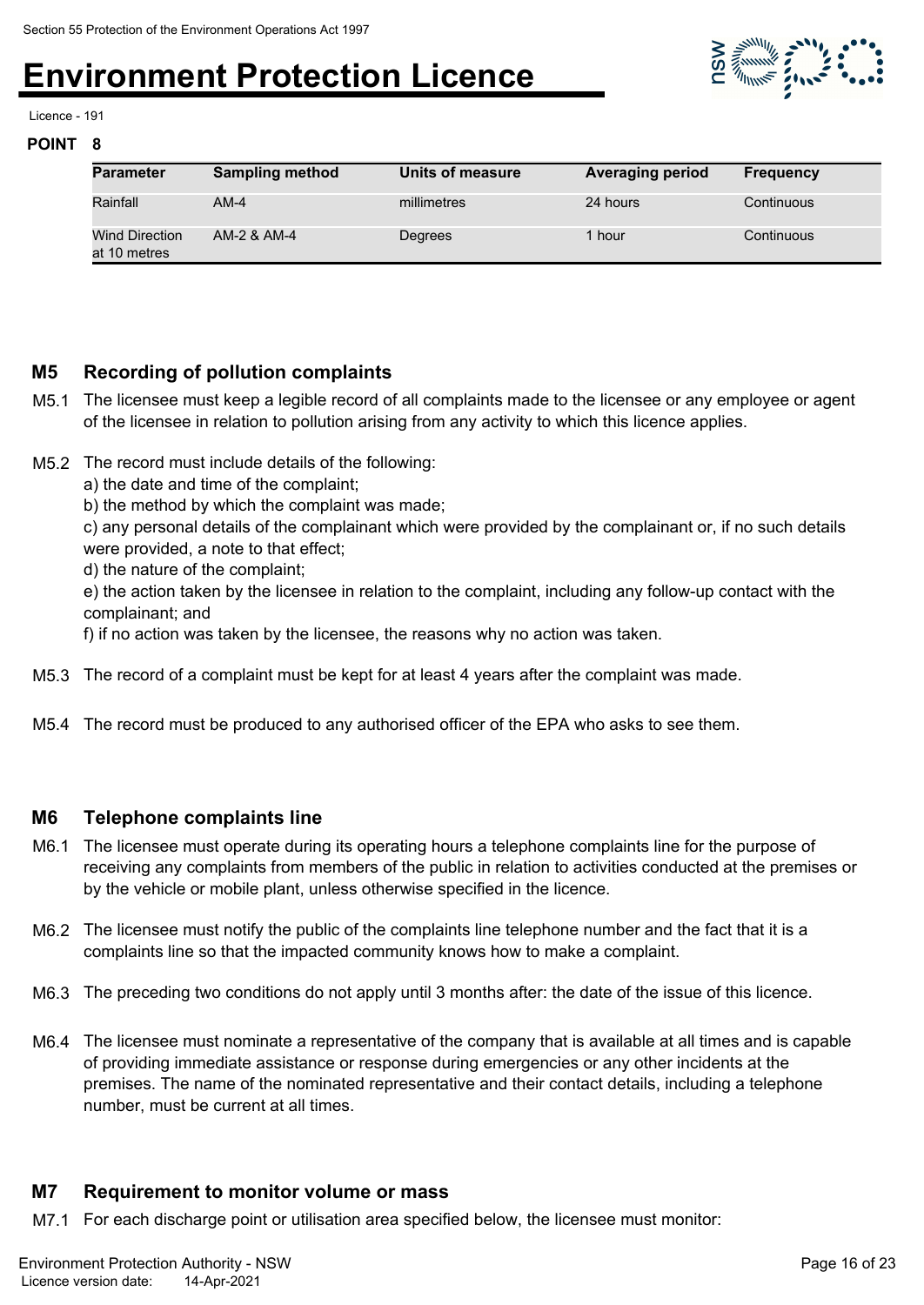**POINT 8**

| Parameter | Sampling method | Units of measure | Averaging period | Frequency |
|---|---|---|---|---|
| Rainfall | AM-4 | millimetres | 24 hours | Continuous |
| Wind Direction at 10 metres | AM-2 & AM-4 | Degrees | 1 hour | Continuous |

## M5 Recording of pollution complaints

M5.1 The licensee must keep a legible record of all complaints made to the licensee or any employee or agent of the licensee in relation to pollution arising from any activity to which this licence applies.

M5.2 The record must include details of the following:
a) the date and time of the complaint;
b) the method by which the complaint was made;
c) any personal details of the complainant which were provided by the complainant or, if no such details were provided, a note to that effect;
d) the nature of the complaint;
e) the action taken by the licensee in relation to the complaint, including any follow-up contact with the complainant; and
f) if no action was taken by the licensee, the reasons why no action was taken.

M5.3 The record of a complaint must be kept for at least 4 years after the complaint was made.

M5.4 The record must be produced to any authorised officer of the EPA who asks to see them.

## M6 Telephone complaints line

M6.1 The licensee must operate during its operating hours a telephone complaints line for the purpose of receiving any complaints from members of the public in relation to activities conducted at the premises or by the vehicle or mobile plant, unless otherwise specified in the licence.

M6.2 The licensee must notify the public of the complaints line telephone number and the fact that it is a complaints line so that the impacted community knows how to make a complaint.

M6.3 The preceding two conditions do not apply until 3 months after: the date of the issue of this licence.

M6.4 The licensee must nominate a representative of the company that is available at all times and is capable of providing immediate assistance or response during emergencies or any other incidents at the premises. The name of the nominated representative and their contact details, including a telephone number, must be current at all times.

## M7 Requirement to monitor volume or mass

M7.1 For each discharge point or utilisation area specified below, the licensee must monitor: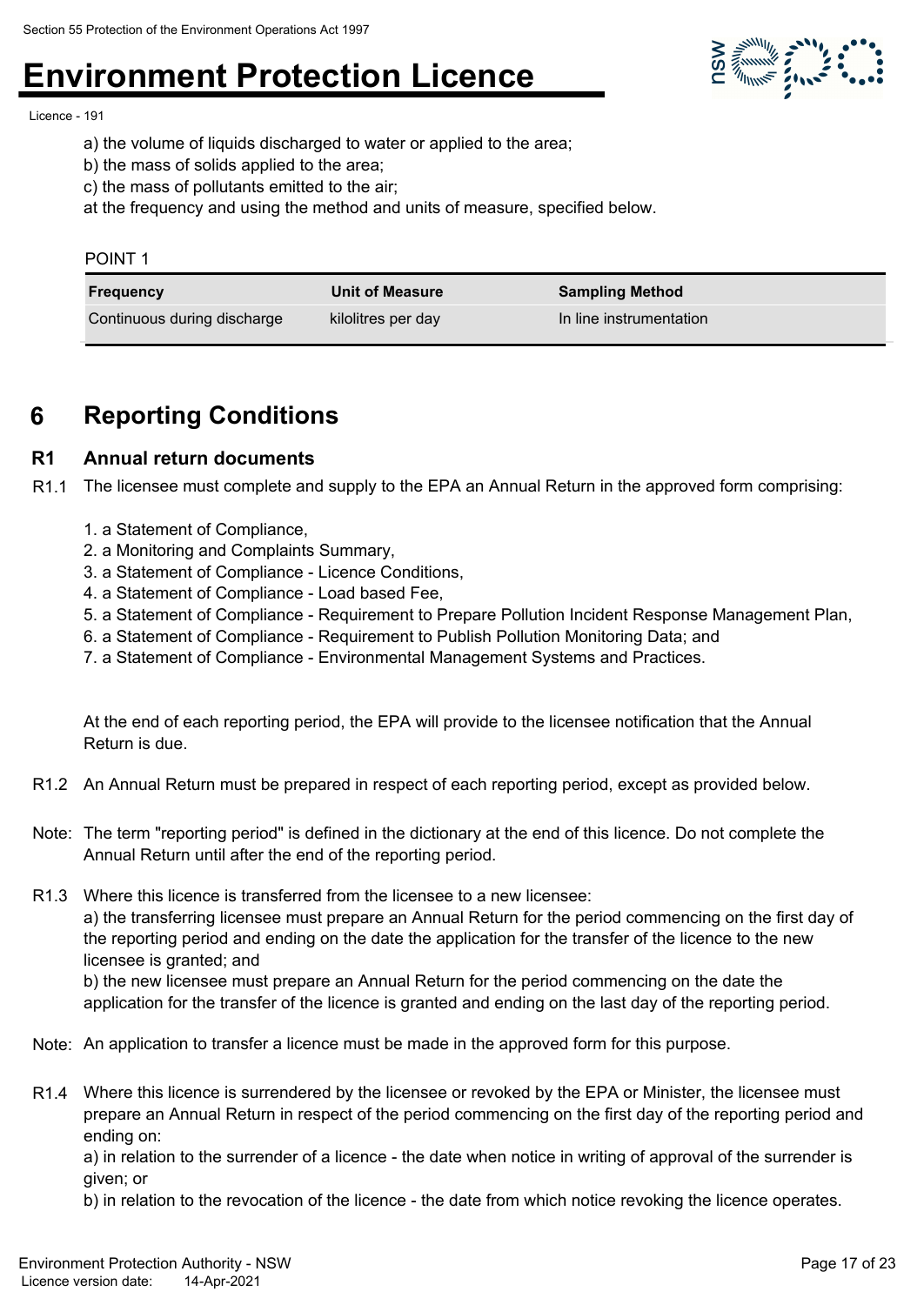a) the volume of liquids discharged to water or applied to the area;
b) the mass of solids applied to the area;
c) the mass of pollutants emitted to the air;
at the frequency and using the method and units of measure, specified below.

POINT 1

| Frequency | Unit of Measure | Sampling Method |
|---|---|---|
| Continuous during discharge | kilolitres per day | In line instrumentation |

# 6 Reporting Conditions

## R1 Annual return documents

R1.1 The licensee must complete and supply to the EPA an Annual Return in the approved form comprising:

1. a Statement of Compliance,
2. a Monitoring and Complaints Summary,
3. a Statement of Compliance - Licence Conditions,
4. a Statement of Compliance - Load based Fee,
5. a Statement of Compliance - Requirement to Prepare Pollution Incident Response Management Plan,
6. a Statement of Compliance - Requirement to Publish Pollution Monitoring Data; and
7. a Statement of Compliance - Environmental Management Systems and Practices.

At the end of each reporting period, the EPA will provide to the licensee notification that the Annual Return is due.

R1.2 An Annual Return must be prepared in respect of each reporting period, except as provided below.

Note: The term "reporting period" is defined in the dictionary at the end of this licence. Do not complete the Annual Return until after the end of the reporting period.

R1.3 Where this licence is transferred from the licensee to a new licensee:
a) the transferring licensee must prepare an Annual Return for the period commencing on the first day of the reporting period and ending on the date the application for the transfer of the licence to the new licensee is granted; and
b) the new licensee must prepare an Annual Return for the period commencing on the date the application for the transfer of the licence is granted and ending on the last day of the reporting period.

Note: An application to transfer a licence must be made in the approved form for this purpose.

R1.4 Where this licence is surrendered by the licensee or revoked by the EPA or Minister, the licensee must prepare an Annual Return in respect of the period commencing on the first day of the reporting period and ending on:
a) in relation to the surrender of a licence - the date when notice in writing of approval of the surrender is given; or
b) in relation to the revocation of the licence - the date from which notice revoking the licence operates.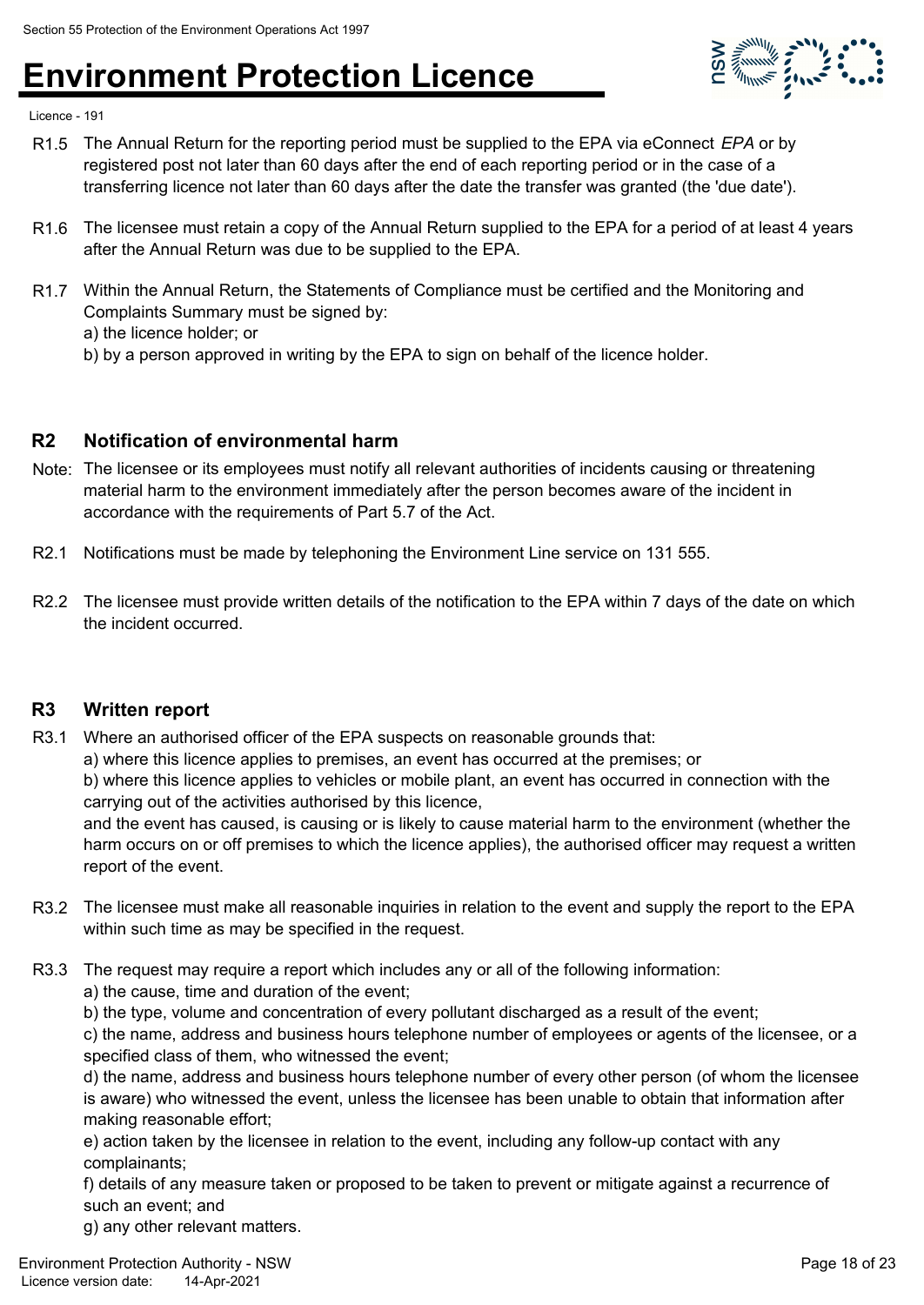R1.5 The Annual Return for the reporting period must be supplied to the EPA via eConnect *EPA* or by registered post not later than 60 days after the end of each reporting period or in the case of a transferring licence not later than 60 days after the date the transfer was granted (the 'due date').

R1.6 The licensee must retain a copy of the Annual Return supplied to the EPA for a period of at least 4 years after the Annual Return was due to be supplied to the EPA.

R1.7 Within the Annual Return, the Statements of Compliance must be certified and the Monitoring and Complaints Summary must be signed by:
a) the licence holder; or
b) by a person approved in writing by the EPA to sign on behalf of the licence holder.

## R2 Notification of environmental harm

Note: The licensee or its employees must notify all relevant authorities of incidents causing or threatening material harm to the environment immediately after the person becomes aware of the incident in accordance with the requirements of Part 5.7 of the Act.

R2.1 Notifications must be made by telephoning the Environment Line service on 131 555.

R2.2 The licensee must provide written details of the notification to the EPA within 7 days of the date on which the incident occurred.

## R3 Written report

R3.1 Where an authorised officer of the EPA suspects on reasonable grounds that:
a) where this licence applies to premises, an event has occurred at the premises; or
b) where this licence applies to vehicles or mobile plant, an event has occurred in connection with the carrying out of the activities authorised by this licence,
and the event has caused, is causing or is likely to cause material harm to the environment (whether the harm occurs on or off premises to which the licence applies), the authorised officer may request a written report of the event.

R3.2 The licensee must make all reasonable inquiries in relation to the event and supply the report to the EPA within such time as may be specified in the request.

R3.3 The request may require a report which includes any or all of the following information:
a) the cause, time and duration of the event;
b) the type, volume and concentration of every pollutant discharged as a result of the event;
c) the name, address and business hours telephone number of employees or agents of the licensee, or a specified class of them, who witnessed the event;
d) the name, address and business hours telephone number of every other person (of whom the licensee is aware) who witnessed the event, unless the licensee has been unable to obtain that information after making reasonable effort;
e) action taken by the licensee in relation to the event, including any follow-up contact with any complainants;
f) details of any measure taken or proposed to be taken to prevent or mitigate against a recurrence of such an event; and
g) any other relevant matters.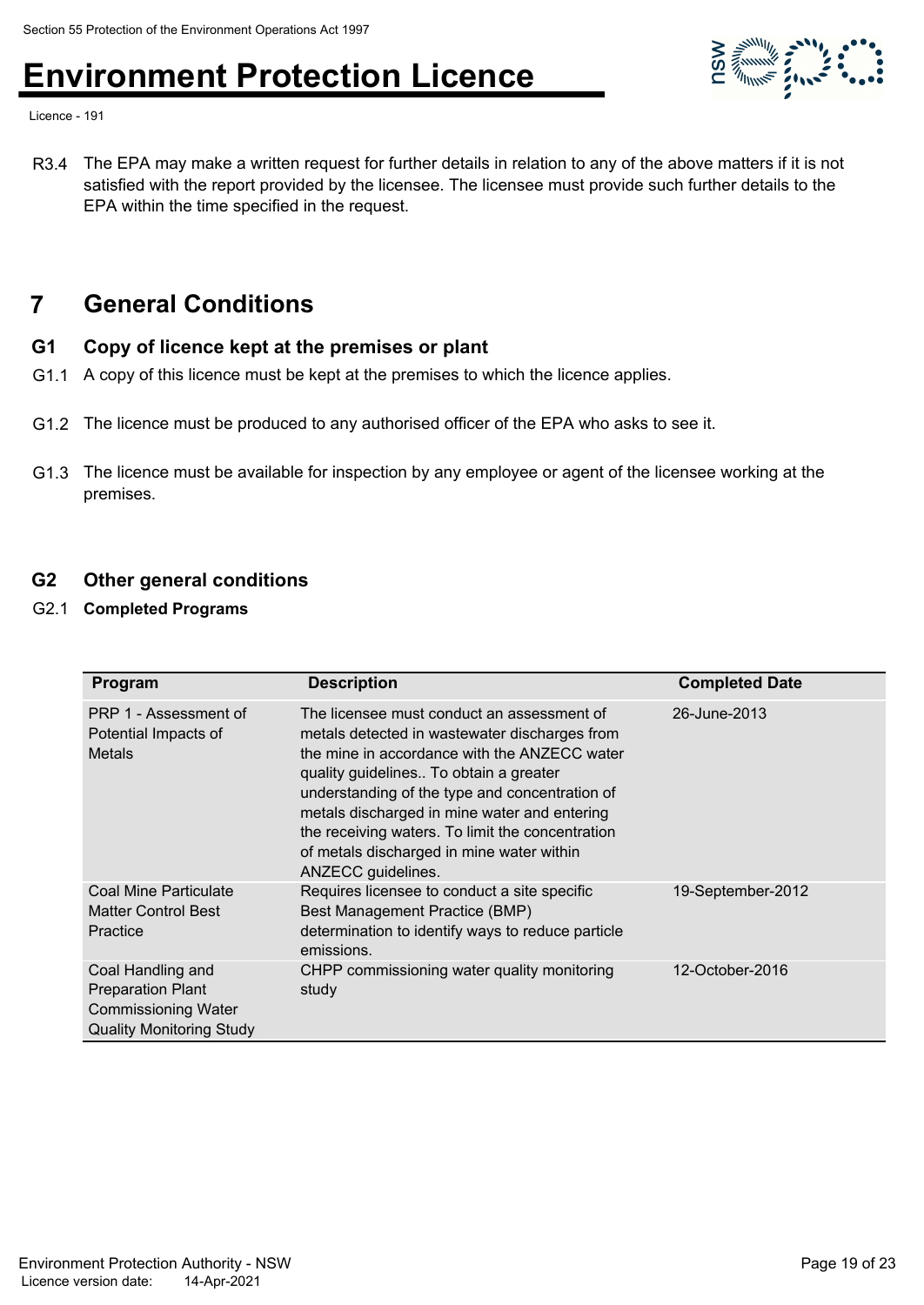R3.4 The EPA may make a written request for further details in relation to any of the above matters if it is not satisfied with the report provided by the licensee. The licensee must provide such further details to the EPA within the time specified in the request.

## 7 General Conditions

### G1 Copy of licence kept at the premises or plant

G1.1 A copy of this licence must be kept at the premises to which the licence applies.

G1.2 The licence must be produced to any authorised officer of the EPA who asks to see it.

G1.3 The licence must be available for inspection by any employee or agent of the licensee working at the premises.

### G2 Other general conditions

G2.1 **Completed Programs**

| Program | Description | Completed Date |
|---|---|---|
| PRP 1 - Assessment of Potential Impacts of Metals | The licensee must conduct an assessment of metals detected in wastewater discharges from the mine in accordance with the ANZECC water quality guidelines.. To obtain a greater understanding of the type and concentration of metals discharged in mine water and entering the receiving waters. To limit the concentration of metals discharged in mine water within ANZECC guidelines. | 26-June-2013 |
| Coal Mine Particulate Matter Control Best Practice | Requires licensee to conduct a site specific Best Management Practice (BMP) determination to identify ways to reduce particle emissions. | 19-September-2012 |
| Coal Handling and Preparation Plant Commissioning Water Quality Monitoring Study | CHPP commissioning water quality monitoring study | 12-October-2016 |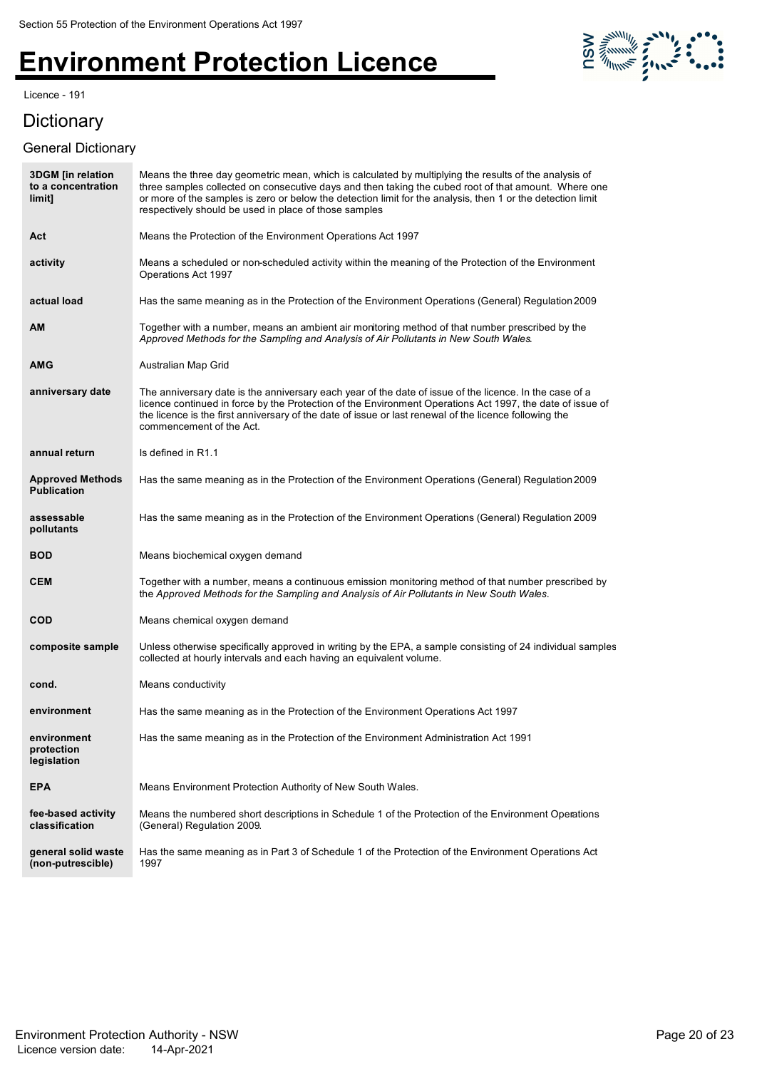Section 55 Protection of the Environment Operations Act 1997

# Environment Protection Licence

Licence - 191

## Dictionary

### General Dictionary

| | |
|---|---|
| **3DGM [in relation to a concentration limit]** | Means the three day geometric mean, which is calculated by multiplying the results of the analysis of three samples collected on consecutive days and then taking the cubed root of that amount. Where one or more of the samples is zero or below the detection limit for the analysis, then 1 or the detection limit respectively should be used in place of those samples |
| **Act** | Means the Protection of the Environment Operations Act 1997 |
| **activity** | Means a scheduled or non-scheduled activity within the meaning of the Protection of the Environment Operations Act 1997 |
| **actual load** | Has the same meaning as in the Protection of the Environment Operations (General) Regulation 2009 |
| **AM** | Together with a number, means an ambient air monitoring method of that number prescribed by the *Approved Methods for the Sampling and Analysis of Air Pollutants in New South Wales*. |
| **AMG** | Australian Map Grid |
| **anniversary date** | The anniversary date is the anniversary each year of the date of issue of the licence. In the case of a licence continued in force by the Protection of the Environment Operations Act 1997, the date of issue of the licence is the first anniversary of the date of issue or last renewal of the licence following the commencement of the Act. |
| **annual return** | Is defined in R1.1 |
| **Approved Methods Publication** | Has the same meaning as in the Protection of the Environment Operations (General) Regulation 2009 |
| **assessable pollutants** | Has the same meaning as in the Protection of the Environment Operations (General) Regulation 2009 |
| **BOD** | Means biochemical oxygen demand |
| **CEM** | Together with a number, means a continuous emission monitoring method of that number prescribed by the *Approved Methods for the Sampling and Analysis of Air Pollutants in New South Wales*. |
| **COD** | Means chemical oxygen demand |
| **composite sample** | Unless otherwise specifically approved in writing by the EPA, a sample consisting of 24 individual samples collected at hourly intervals and each having an equivalent volume. |
| **cond.** | Means conductivity |
| **environment** | Has the same meaning as in the Protection of the Environment Operations Act 1997 |
| **environment protection legislation** | Has the same meaning as in the Protection of the Environment Administration Act 1991 |
| **EPA** | Means Environment Protection Authority of New South Wales. |
| **fee-based activity classification** | Means the numbered short descriptions in Schedule 1 of the Protection of the Environment Operations (General) Regulation 2009. |
| **general solid waste (non-putrescible)** | Has the same meaning as in Part 3 of Schedule 1 of the Protection of the Environment Operations Act 1997 |

Environment Protection Authority - NSW
Licence version date: 14-Apr-2021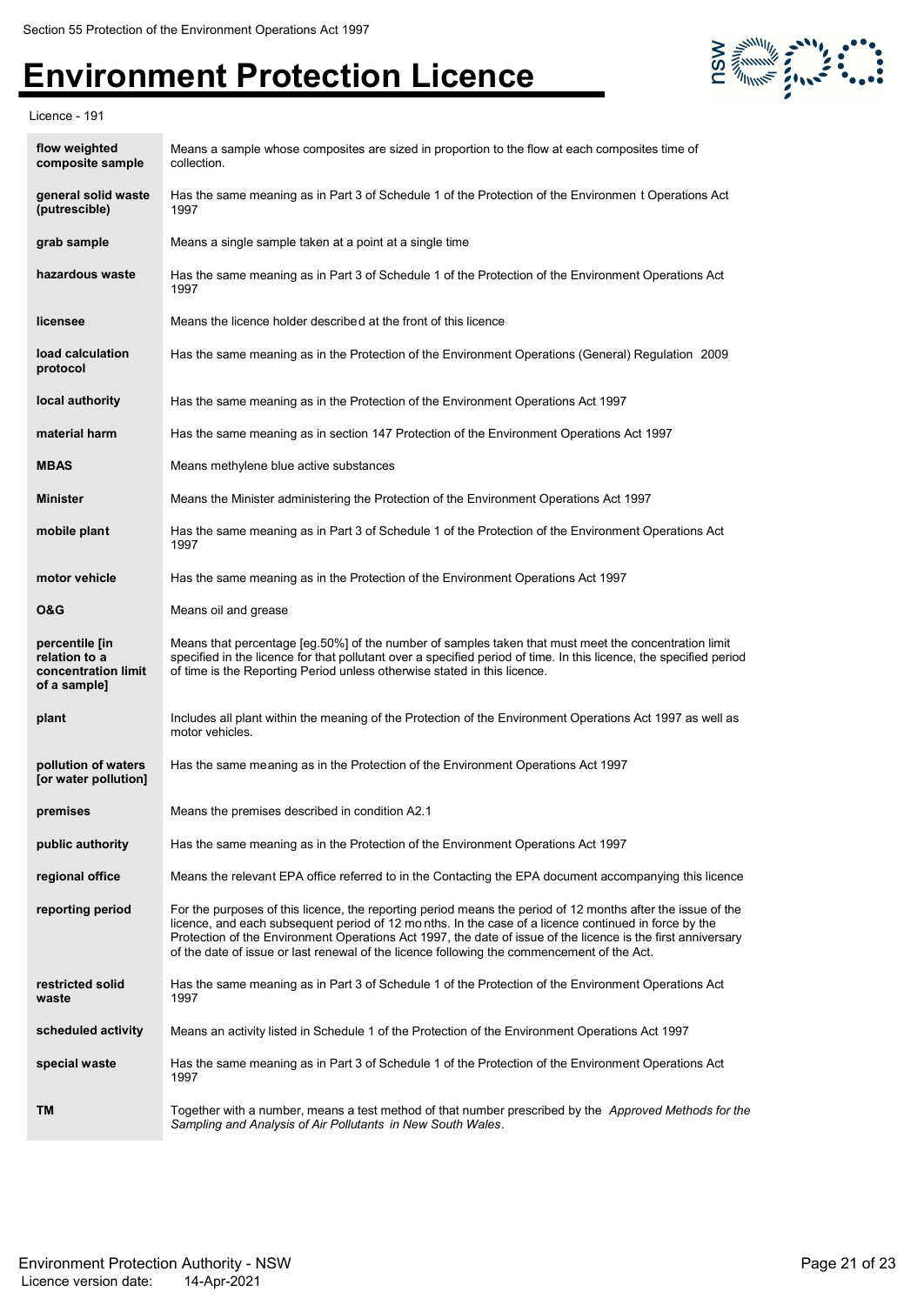| | |
|---|---|
| **flow weighted composite sample** | Means a sample whose composites are sized in proportion to the flow at each composites time of collection. |
| **general solid waste (putrescible)** | Has the same meaning as in Part 3 of Schedule 1 of the Protection of the Environmen t Operations Act 1997 |
| **grab sample** | Means a single sample taken at a point at a single time |
| **hazardous waste** | Has the same meaning as in Part 3 of Schedule 1 of the Protection of the Environment Operations Act 1997 |
| **licensee** | Means the licence holder described at the front of this licence |
| **load calculation protocol** | Has the same meaning as in the Protection of the Environment Operations (General) Regulation 2009 |
| **local authority** | Has the same meaning as in the Protection of the Environment Operations Act 1997 |
| **material harm** | Has the same meaning as in section 147 Protection of the Environment Operations Act 1997 |
| **MBAS** | Means methylene blue active substances |
| **Minister** | Means the Minister administering the Protection of the Environment Operations Act 1997 |
| **mobile plant** | Has the same meaning as in Part 3 of Schedule 1 of the Protection of the Environment Operations Act 1997 |
| **motor vehicle** | Has the same meaning as in the Protection of the Environment Operations Act 1997 |
| **O&G** | Means oil and grease |
| **percentile [in relation to a concentration limit of a sample]** | Means that percentage [eg.50%] of the number of samples taken that must meet the concentration limit specified in the licence for that pollutant over a specified period of time. In this licence, the specified period of time is the Reporting Period unless otherwise stated in this licence. |
| **plant** | Includes all plant within the meaning of the Protection of the Environment Operations Act 1997 as well as motor vehicles. |
| **pollution of waters [or water pollution]** | Has the same meaning as in the Protection of the Environment Operations Act 1997 |
| **premises** | Means the premises described in condition A2.1 |
| **public authority** | Has the same meaning as in the Protection of the Environment Operations Act 1997 |
| **regional office** | Means the relevant EPA office referred to in the Contacting the EPA document accompanying this licence |
| **reporting period** | For the purposes of this licence, the reporting period means the period of 12 months after the issue of the licence, and each subsequent period of 12 mo nths. In the case of a licence continued in force by the Protection of the Environment Operations Act 1997, the date of issue of the licence is the first anniversary of the date of issue or last renewal of the licence following the commencement of the Act. |
| **restricted solid waste** | Has the same meaning as in Part 3 of Schedule 1 of the Protection of the Environment Operations Act 1997 |
| **scheduled activity** | Means an activity listed in Schedule 1 of the Protection of the Environment Operations Act 1997 |
| **special waste** | Has the same meaning as in Part 3 of Schedule 1 of the Protection of the Environment Operations Act 1997 |
| **TM** | Together with a number, means a test method of that number prescribed by the *Approved Methods for the Sampling and Analysis of Air Pollutants in New South Wales*. |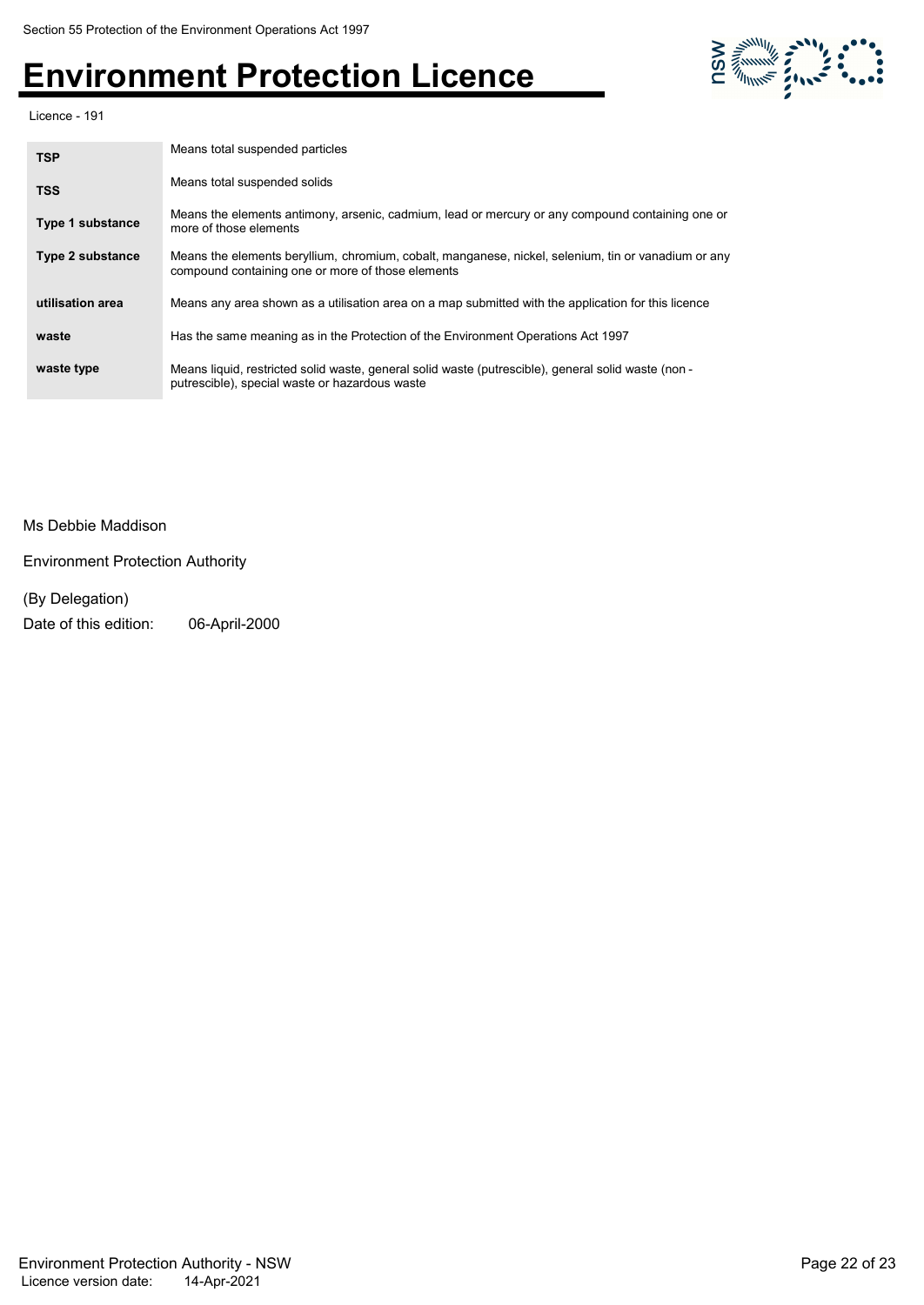| | |
|---|---|
| **TSP** | Means total suspended particles |
| **TSS** | Means total suspended solids |
| **Type 1 substance** | Means the elements antimony, arsenic, cadmium, lead or mercury or any compound containing one or more of those elements |
| **Type 2 substance** | Means the elements beryllium, chromium, cobalt, manganese, nickel, selenium, tin or vanadium or any compound containing one or more of those elements |
| **utilisation area** | Means any area shown as a utilisation area on a map submitted with the application for this licence |
| **waste** | Has the same meaning as in the Protection of the Environment Operations Act 1997 |
| **waste type** | Means liquid, restricted solid waste, general solid waste (putrescible), general solid waste (non - putrescible), special waste or hazardous waste |

Ms Debbie Maddison

Environment Protection Authority

(By Delegation)

Date of this edition: 06-April-2000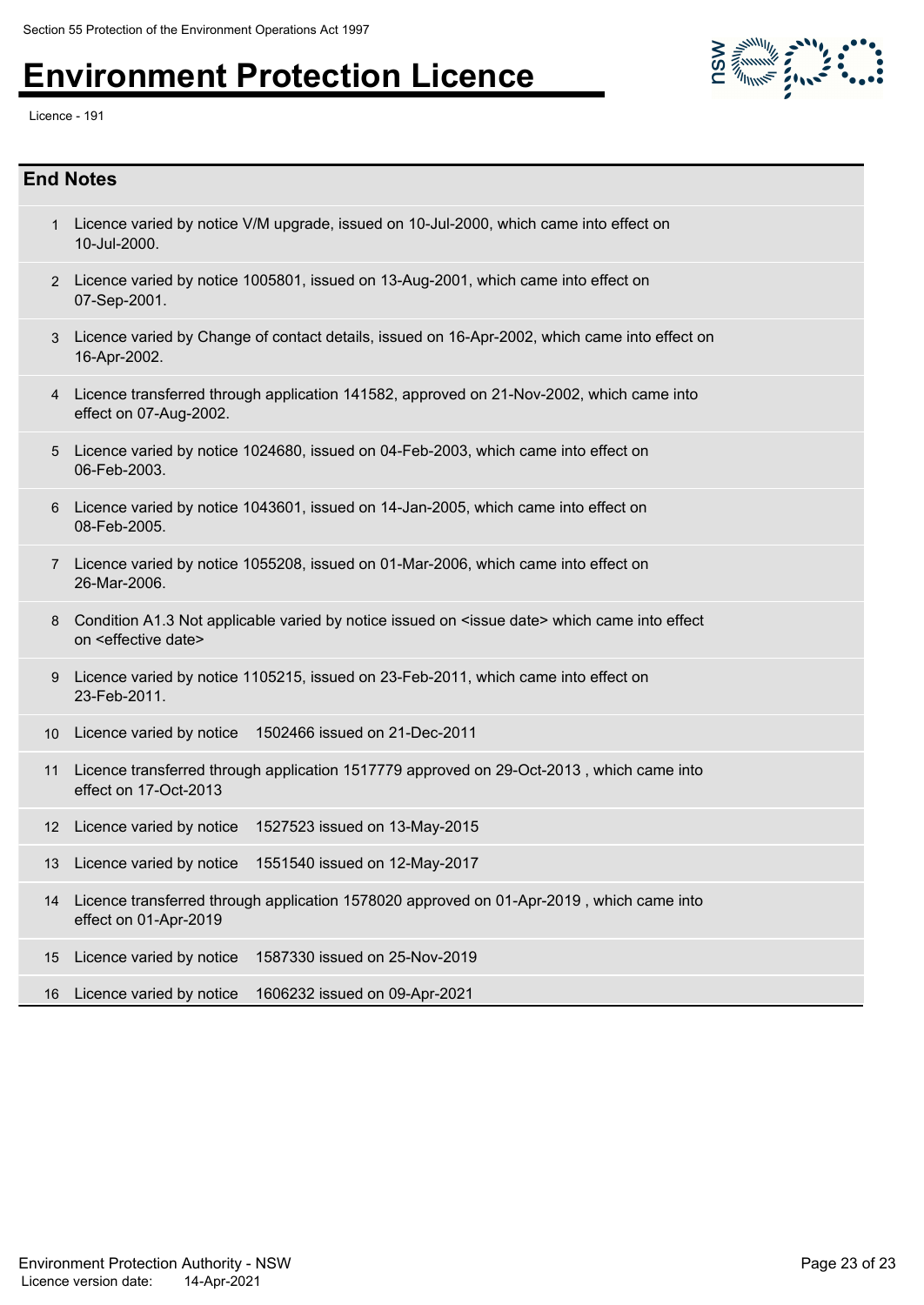## End Notes

1. Licence varied by notice V/M upgrade, issued on 10-Jul-2000, which came into effect on 10-Jul-2000.
2. Licence varied by notice 1005801, issued on 13-Aug-2001, which came into effect on 07-Sep-2001.
3. Licence varied by Change of contact details, issued on 16-Apr-2002, which came into effect on 16-Apr-2002.
4. Licence transferred through application 141582, approved on 21-Nov-2002, which came into effect on 07-Aug-2002.
5. Licence varied by notice 1024680, issued on 04-Feb-2003, which came into effect on 06-Feb-2003.
6. Licence varied by notice 1043601, issued on 14-Jan-2005, which came into effect on 08-Feb-2005.
7. Licence varied by notice 1055208, issued on 01-Mar-2006, which came into effect on 26-Mar-2006.
8. Condition A1.3 Not applicable varied by notice issued on <issue date> which came into effect on <effective date>
9. Licence varied by notice 1105215, issued on 23-Feb-2011, which came into effect on 23-Feb-2011.
10. Licence varied by notice 1502466 issued on 21-Dec-2011
11. Licence transferred through application 1517779 approved on 29-Oct-2013 , which came into effect on 17-Oct-2013
12. Licence varied by notice 1527523 issued on 13-May-2015
13. Licence varied by notice 1551540 issued on 12-May-2017
14. Licence transferred through application 1578020 approved on 01-Apr-2019 , which came into effect on 01-Apr-2019
15. Licence varied by notice 1587330 issued on 25-Nov-2019
16. Licence varied by notice 1606232 issued on 09-Apr-2021